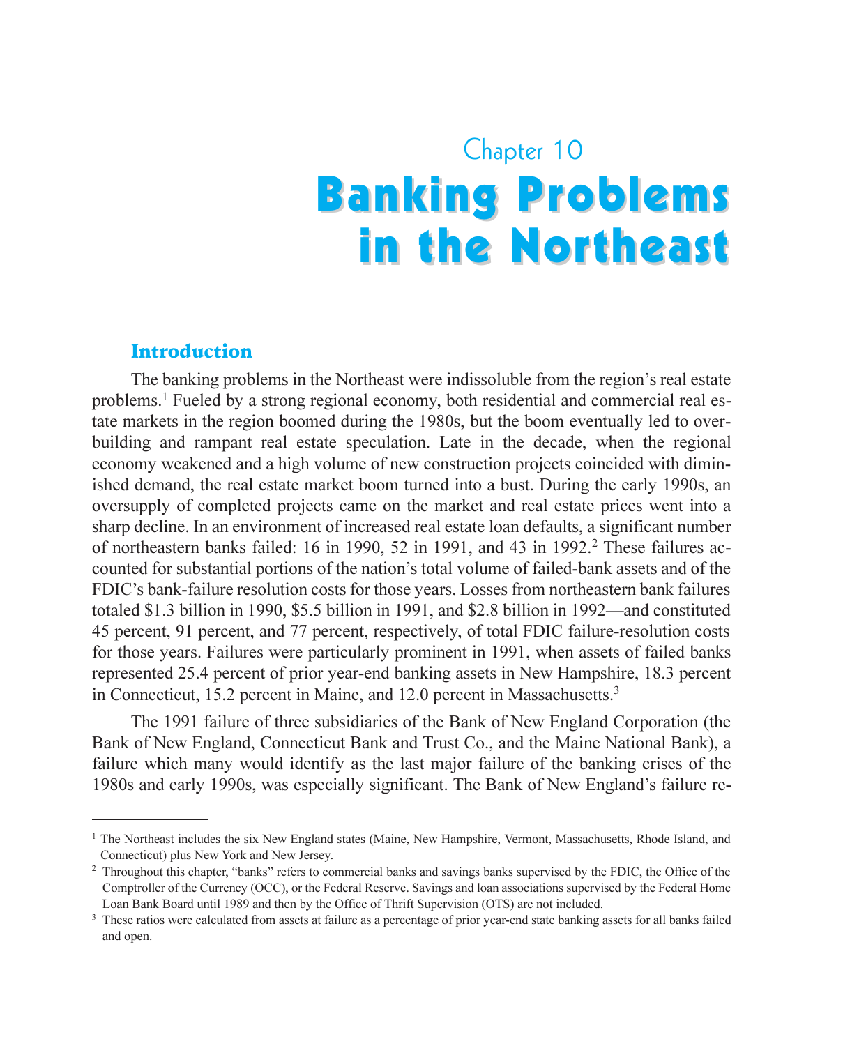# Chapter 10

# Banking Problems in the Northeast

## Introduction

The banking problems in the Northeast were indissoluble from the region's real estate problems.[1] Fueled by a strong regional economy, both residential and commercial real estate markets in the region boomed during the 1980s, but the boom eventually led to overbuilding and rampant real estate speculation. Late in the decade, when the regional economy weakened and a high volume of new construction projects coincided with diminished demand, the real estate market boom turned into a bust. During the early 1990s, an oversupply of completed projects came on the market and real estate prices went into a sharp decline. In an environment of increased real estate loan defaults, a significant number of northeastern banks failed: 16 in 1990, 52 in 1991, and 43 in 1992.[2] These failures accounted for substantial portions of the nation's total volume of failed-bank assets and of the FDIC's bank-failure resolution costs for those years. Losses from northeastern bank failures totaled $1.3 billion in 1990, $5.5 billion in 1991, and $2.8 billion in 1992—and constituted 45 percent, 91 percent, and 77 percent, respectively, of total FDIC failure-resolution costs for those years. Failures were particularly prominent in 1991, when assets of failed banks represented 25.4 percent of prior year-end banking assets in New Hampshire, 18.3 percent in Connecticut, 15.2 percent in Maine, and 12.0 percent in Massachusetts.[3]

The 1991 failure of three subsidiaries of the Bank of New England Corporation (the Bank of New England, Connecticut Bank and Trust Co., and the Maine National Bank), a failure which many would identify as the last major failure of the banking crises of the 1980s and early 1990s, was especially significant. The Bank of New England's failure re-

---

[1] The Northeast includes the six New England states (Maine, New Hampshire, Vermont, Massachusetts, Rhode Island, and Connecticut) plus New York and New Jersey.

[2] Throughout this chapter, "banks" refers to commercial banks and savings banks supervised by the FDIC, the Office of the Comptroller of the Currency (OCC), or the Federal Reserve. Savings and loan associations supervised by the Federal Home Loan Bank Board until 1989 and then by the Office of Thrift Supervision (OTS) are not included.

[3] These ratios were calculated from assets at failure as a percentage of prior year-end state banking assets for all banks failed and open.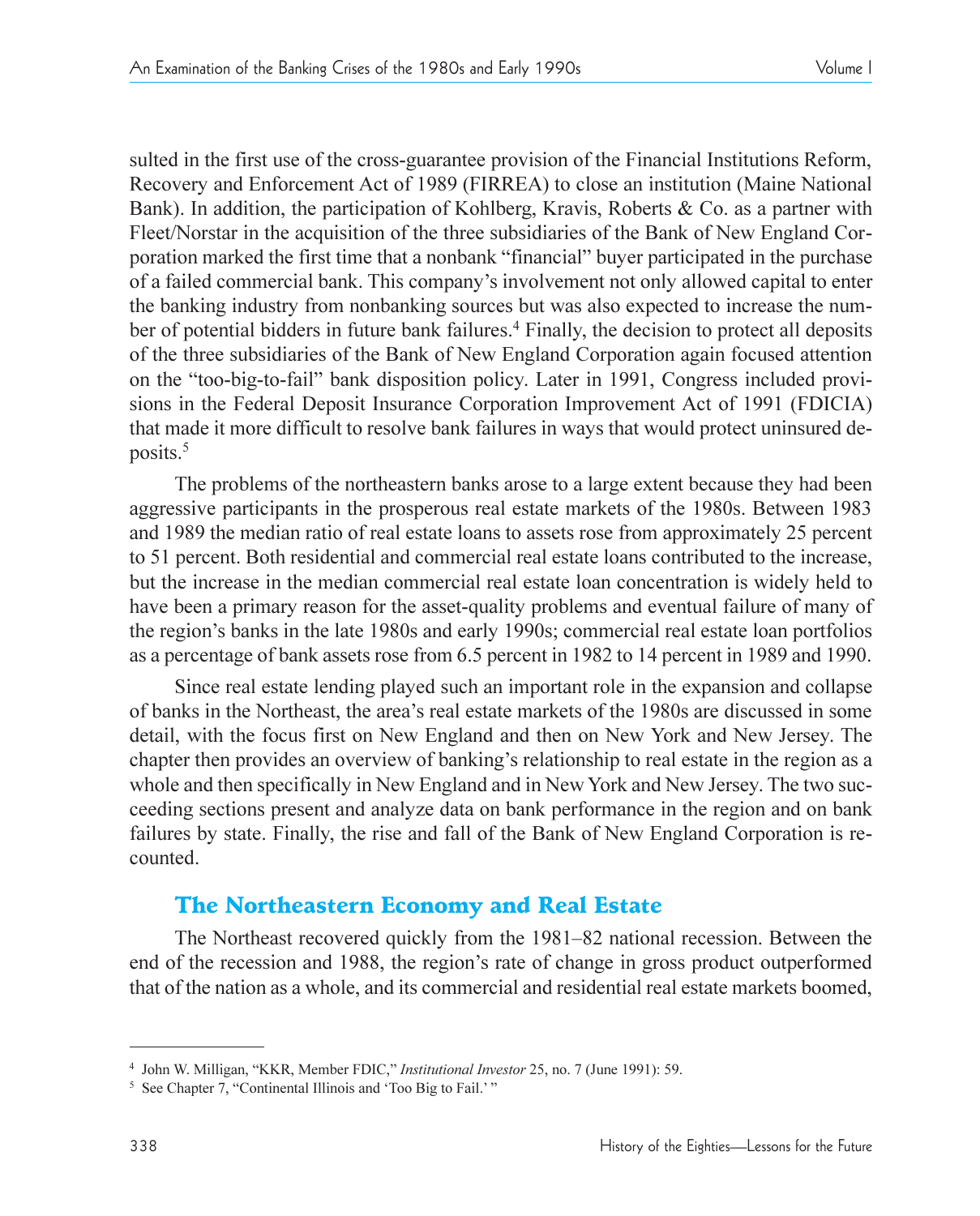sulted in the first use of the cross-guarantee provision of the Financial Institutions Reform, Recovery and Enforcement Act of 1989 (FIRREA) to close an institution (Maine National Bank). In addition, the participation of Kohlberg, Kravis, Roberts & Co. as a partner with Fleet/Norstar in the acquisition of the three subsidiaries of the Bank of New England Corporation marked the first time that a nonbank "financial" buyer participated in the purchase of a failed commercial bank. This company's involvement not only allowed capital to enter the banking industry from nonbanking sources but was also expected to increase the number of potential bidders in future bank failures.[4] Finally, the decision to protect all deposits of the three subsidiaries of the Bank of New England Corporation again focused attention on the "too-big-to-fail" bank disposition policy. Later in 1991, Congress included provisions in the Federal Deposit Insurance Corporation Improvement Act of 1991 (FDICIA) that made it more difficult to resolve bank failures in ways that would protect uninsured deposits.[5]

The problems of the northeastern banks arose to a large extent because they had been aggressive participants in the prosperous real estate markets of the 1980s. Between 1983 and 1989 the median ratio of real estate loans to assets rose from approximately 25 percent to 51 percent. Both residential and commercial real estate loans contributed to the increase, but the increase in the median commercial real estate loan concentration is widely held to have been a primary reason for the asset-quality problems and eventual failure of many of the region's banks in the late 1980s and early 1990s; commercial real estate loan portfolios as a percentage of bank assets rose from 6.5 percent in 1982 to 14 percent in 1989 and 1990.

Since real estate lending played such an important role in the expansion and collapse of banks in the Northeast, the area's real estate markets of the 1980s are discussed in some detail, with the focus first on New England and then on New York and New Jersey. The chapter then provides an overview of banking's relationship to real estate in the region as a whole and then specifically in New England and in New York and New Jersey. The two succeeding sections present and analyze data on bank performance in the region and on bank failures by state. Finally, the rise and fall of the Bank of New England Corporation is recounted.

## The Northeastern Economy and Real Estate

The Northeast recovered quickly from the 1981–82 national recession. Between the end of the recession and 1988, the region's rate of change in gross product outperformed that of the nation as a whole, and its commercial and residential real estate markets boomed,

---

[4] John W. Milligan, "KKR, Member FDIC," *Institutional Investor* 25, no. 7 (June 1991): 59.

[5] See Chapter 7, "Continental Illinois and 'Too Big to Fail.' "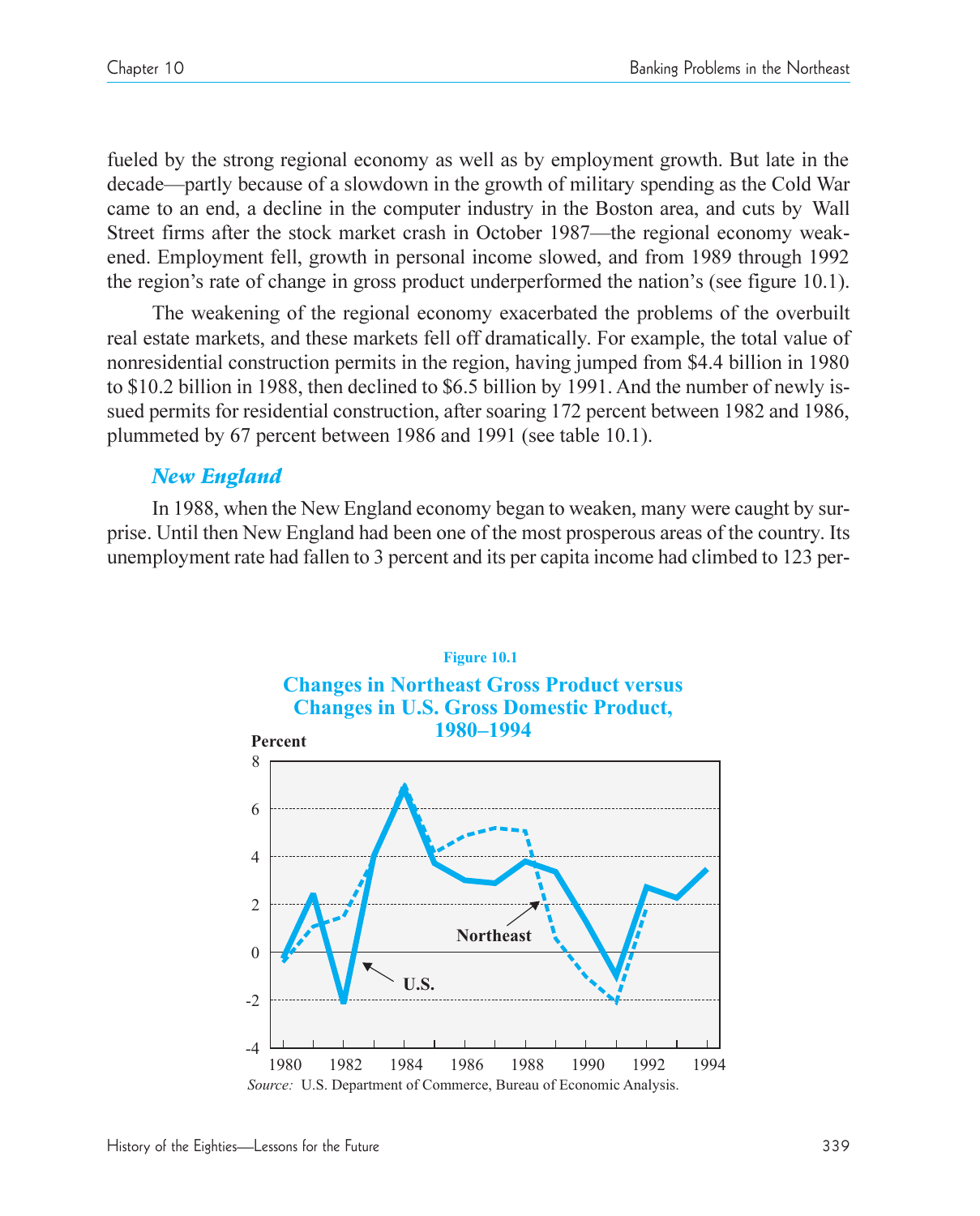fueled by the strong regional economy as well as by employment growth. But late in the decade—partly because of a slowdown in the growth of military spending as the Cold War came to an end, a decline in the computer industry in the Boston area, and cuts by Wall Street firms after the stock market crash in October 1987—the regional economy weakened. Employment fell, growth in personal income slowed, and from 1989 through 1992 the region's rate of change in gross product underperformed the nation's (see figure 10.1).

The weakening of the regional economy exacerbated the problems of the overbuilt real estate markets, and these markets fell off dramatically. For example, the total value of nonresidential construction permits in the region, having jumped from $4.4 billion in 1980 to $10.2 billion in 1988, then declined to $6.5 billion by 1991. And the number of newly issued permits for residential construction, after soaring 172 percent between 1982 and 1986, plummeted by 67 percent between 1986 and 1991 (see table 10.1).

### *New England*

In 1988, when the New England economy began to weaken, many were caught by surprise. Until then New England had been one of the most prosperous areas of the country. Its unemployment rate had fallen to 3 percent and its per capita income had climbed to 123 per-

**Figure 10.1**

**Changes in Northeast Gross Product versus Changes in U.S. Gross Domestic Product, 1980–1994**

*Source:* U.S. Department of Commerce, Bureau of Economic Analysis.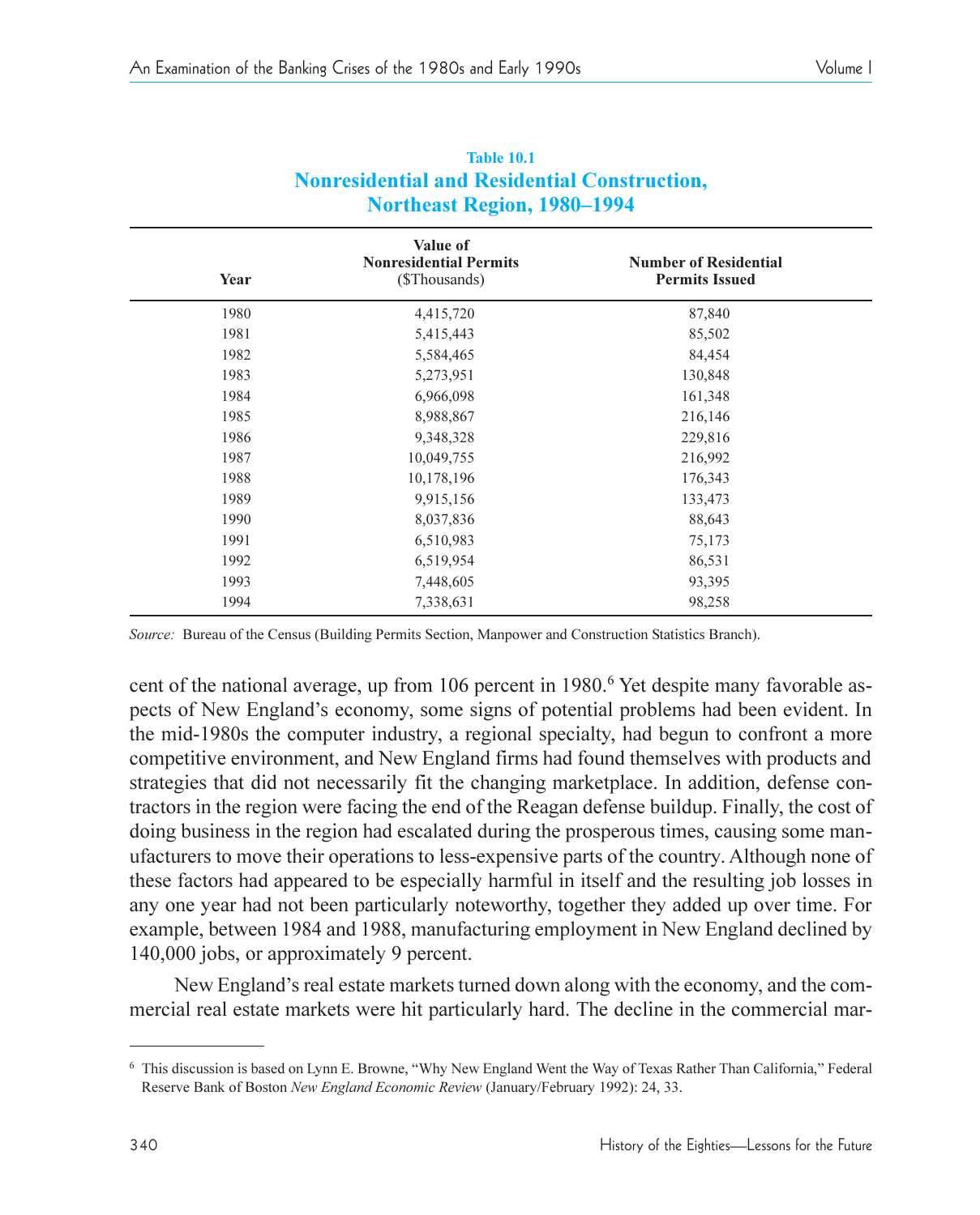**Table 10.1**

**Nonresidential and Residential Construction, Northeast Region, 1980–1994**

| Year | Value of Nonresidential Permits ($Thousands) | Number of Residential Permits Issued |
|---|---|---|
| 1980 | 4,415,720 | 87,840 |
| 1981 | 5,415,443 | 85,502 |
| 1982 | 5,584,465 | 84,454 |
| 1983 | 5,273,951 | 130,848 |
| 1984 | 6,966,098 | 161,348 |
| 1985 | 8,988,867 | 216,146 |
| 1986 | 9,348,328 | 229,816 |
| 1987 | 10,049,755 | 216,992 |
| 1988 | 10,178,196 | 176,343 |
| 1989 | 9,915,156 | 133,473 |
| 1990 | 8,037,836 | 88,643 |
| 1991 | 6,510,983 | 75,173 |
| 1992 | 6,519,954 | 86,531 |
| 1993 | 7,448,605 | 93,395 |
| 1994 | 7,338,631 | 98,258 |

*Source:* Bureau of the Census (Building Permits Section, Manpower and Construction Statistics Branch).

cent of the national average, up from 106 percent in 1980.[6] Yet despite many favorable aspects of New England's economy, some signs of potential problems had been evident. In the mid-1980s the computer industry, a regional specialty, had begun to confront a more competitive environment, and New England firms had found themselves with products and strategies that did not necessarily fit the changing marketplace. In addition, defense contractors in the region were facing the end of the Reagan defense buildup. Finally, the cost of doing business in the region had escalated during the prosperous times, causing some manufacturers to move their operations to less-expensive parts of the country. Although none of these factors had appeared to be especially harmful in itself and the resulting job losses in any one year had not been particularly noteworthy, together they added up over time. For example, between 1984 and 1988, manufacturing employment in New England declined by 140,000 jobs, or approximately 9 percent.

New England's real estate markets turned down along with the economy, and the commercial real estate markets were hit particularly hard. The decline in the commercial mar-

---

[6] This discussion is based on Lynn E. Browne, "Why New England Went the Way of Texas Rather Than California," Federal Reserve Bank of Boston *New England Economic Review* (January/February 1992): 24, 33.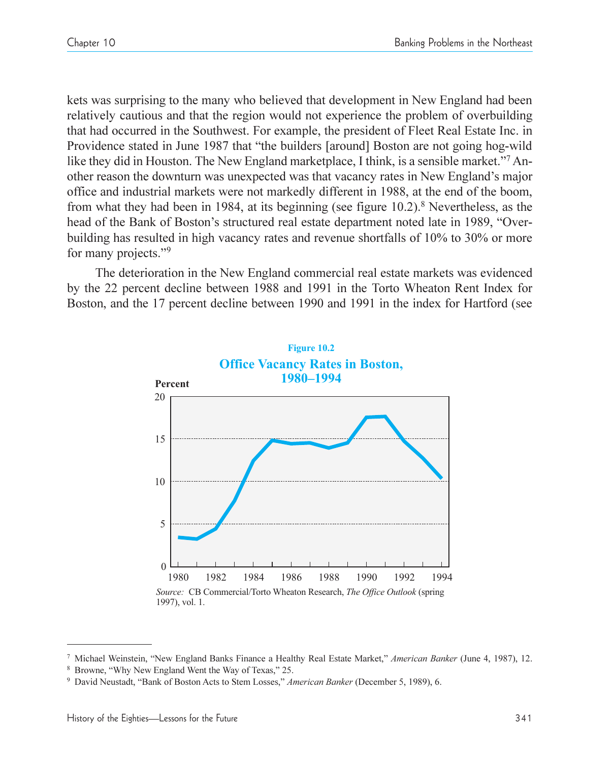kets was surprising to the many who believed that development in New England had been relatively cautious and that the region would not experience the problem of overbuilding that had occurred in the Southwest. For example, the president of Fleet Real Estate Inc. in Providence stated in June 1987 that "the builders [around] Boston are not going hog-wild like they did in Houston. The New England marketplace, I think, is a sensible market."[7] Another reason the downturn was unexpected was that vacancy rates in New England's major office and industrial markets were not markedly different in 1988, at the end of the boom, from what they had been in 1984, at its beginning (see figure 10.2).[8] Nevertheless, as the head of the Bank of Boston's structured real estate department noted late in 1989, "Overbuilding has resulted in high vacancy rates and revenue shortfalls of 10% to 30% or more for many projects."[9]

The deterioration in the New England commercial real estate markets was evidenced by the 22 percent decline between 1988 and 1991 in the Torto Wheaton Rent Index for Boston, and the 17 percent decline between 1990 and 1991 in the index for Hartford (see

**Figure 10.2**

**Office Vacancy Rates in Boston, 1980–1994**

*Source:* CB Commercial/Torto Wheaton Research, *The Office Outlook* (spring 1997), vol. 1.

---

[7] Michael Weinstein, "New England Banks Finance a Healthy Real Estate Market," *American Banker* (June 4, 1987), 12.

[8] Browne, "Why New England Went the Way of Texas," 25.

[9] David Neustadt, "Bank of Boston Acts to Stem Losses," *American Banker* (December 5, 1989), 6.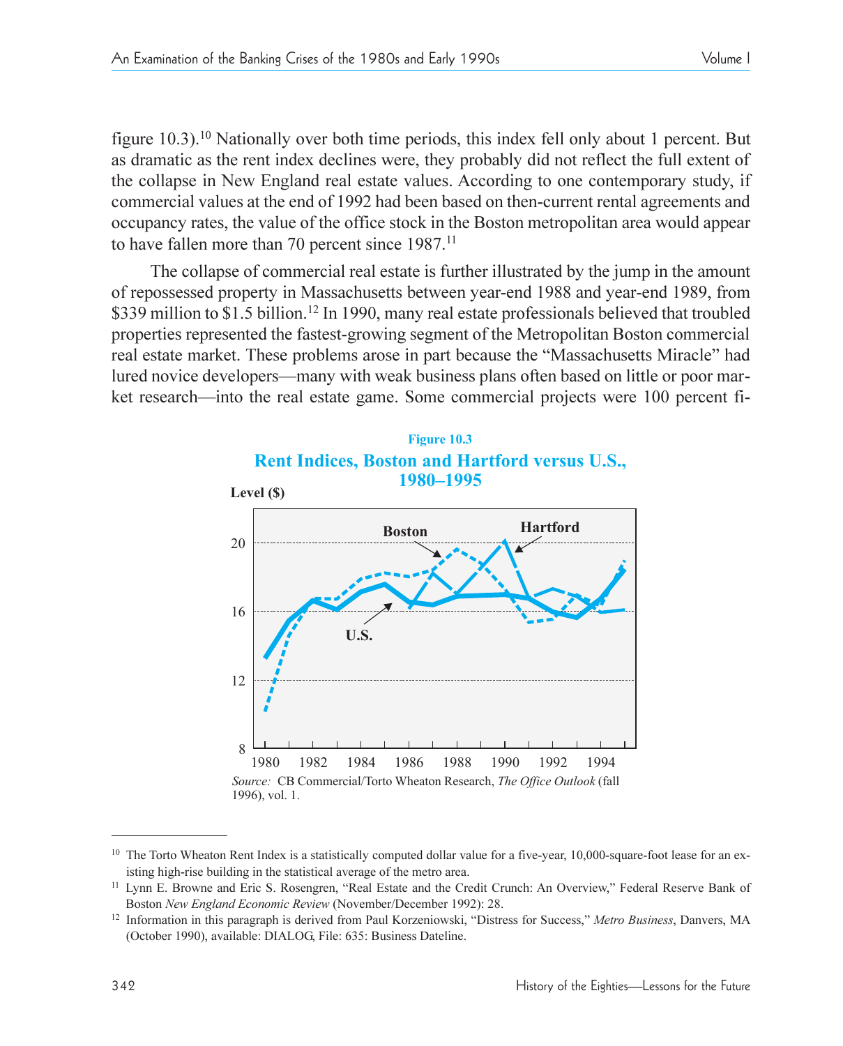figure 10.3).[10] Nationally over both time periods, this index fell only about 1 percent. But as dramatic as the rent index declines were, they probably did not reflect the full extent of the collapse in New England real estate values. According to one contemporary study, if commercial values at the end of 1992 had been based on then-current rental agreements and occupancy rates, the value of the office stock in the Boston metropolitan area would appear to have fallen more than 70 percent since 1987.[11]

The collapse of commercial real estate is further illustrated by the jump in the amount of repossessed property in Massachusetts between year-end 1988 and year-end 1989, from $339 million to $1.5 billion.[12] In 1990, many real estate professionals believed that troubled properties represented the fastest-growing segment of the Metropolitan Boston commercial real estate market. These problems arose in part because the "Massachusetts Miracle" had lured novice developers—many with weak business plans often based on little or poor market research—into the real estate game. Some commercial projects were 100 percent fi-

**Figure 10.3**

**Rent Indices, Boston and Hartford versus U.S., 1980–1995**

*Source:* CB Commercial/Torto Wheaton Research, *The Office Outlook* (fall 1996), vol. 1.

---

[10] The Torto Wheaton Rent Index is a statistically computed dollar value for a five-year, 10,000-square-foot lease for an existing high-rise building in the statistical average of the metro area.

[11] Lynn E. Browne and Eric S. Rosengren, "Real Estate and the Credit Crunch: An Overview," Federal Reserve Bank of Boston *New England Economic Review* (November/December 1992): 28.

[12] Information in this paragraph is derived from Paul Korzeniowski, "Distress for Success," *Metro Business*, Danvers, MA (October 1990), available: DIALOG, File: 635: Business Dateline.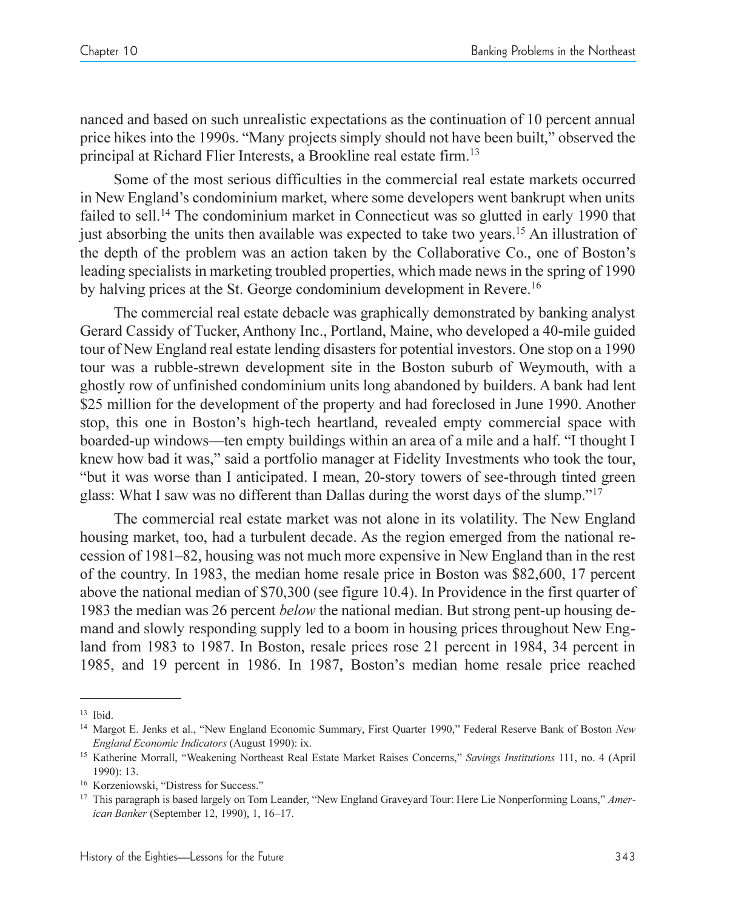nanced and based on such unrealistic expectations as the continuation of 10 percent annual price hikes into the 1990s. "Many projects simply should not have been built," observed the principal at Richard Flier Interests, a Brookline real estate firm.[13]

Some of the most serious difficulties in the commercial real estate markets occurred in New England's condominium market, where some developers went bankrupt when units failed to sell.[14] The condominium market in Connecticut was so glutted in early 1990 that just absorbing the units then available was expected to take two years.[15] An illustration of the depth of the problem was an action taken by the Collaborative Co., one of Boston's leading specialists in marketing troubled properties, which made news in the spring of 1990 by halving prices at the St. George condominium development in Revere.[16]

The commercial real estate debacle was graphically demonstrated by banking analyst Gerard Cassidy of Tucker, Anthony Inc., Portland, Maine, who developed a 40-mile guided tour of New England real estate lending disasters for potential investors. One stop on a 1990 tour was a rubble-strewn development site in the Boston suburb of Weymouth, with a ghostly row of unfinished condominium units long abandoned by builders. A bank had lent \$25 million for the development of the property and had foreclosed in June 1990. Another stop, this one in Boston's high-tech heartland, revealed empty commercial space with boarded-up windows—ten empty buildings within an area of a mile and a half. "I thought I knew how bad it was," said a portfolio manager at Fidelity Investments who took the tour, "but it was worse than I anticipated. I mean, 20-story towers of see-through tinted green glass: What I saw was no different than Dallas during the worst days of the slump."[17]

The commercial real estate market was not alone in its volatility. The New England housing market, too, had a turbulent decade. As the region emerged from the national recession of 1981–82, housing was not much more expensive in New England than in the rest of the country. In 1983, the median home resale price in Boston was \$82,600, 17 percent above the national median of \$70,300 (see figure 10.4). In Providence in the first quarter of 1983 the median was 26 percent *below* the national median. But strong pent-up housing demand and slowly responding supply led to a boom in housing prices throughout New England from 1983 to 1987. In Boston, resale prices rose 21 percent in 1984, 34 percent in 1985, and 19 percent in 1986. In 1987, Boston's median home resale price reached

---

[13] Ibid.

[14] Margot E. Jenks et al., "New England Economic Summary, First Quarter 1990," Federal Reserve Bank of Boston *New England Economic Indicators* (August 1990): ix.

[15] Katherine Morrall, "Weakening Northeast Real Estate Market Raises Concerns," *Savings Institutions* 111, no. 4 (April 1990): 13.

[16] Korzeniowski, "Distress for Success."

[17] This paragraph is based largely on Tom Leander, "New England Graveyard Tour: Here Lie Nonperforming Loans," *American Banker* (September 12, 1990), 1, 16–17.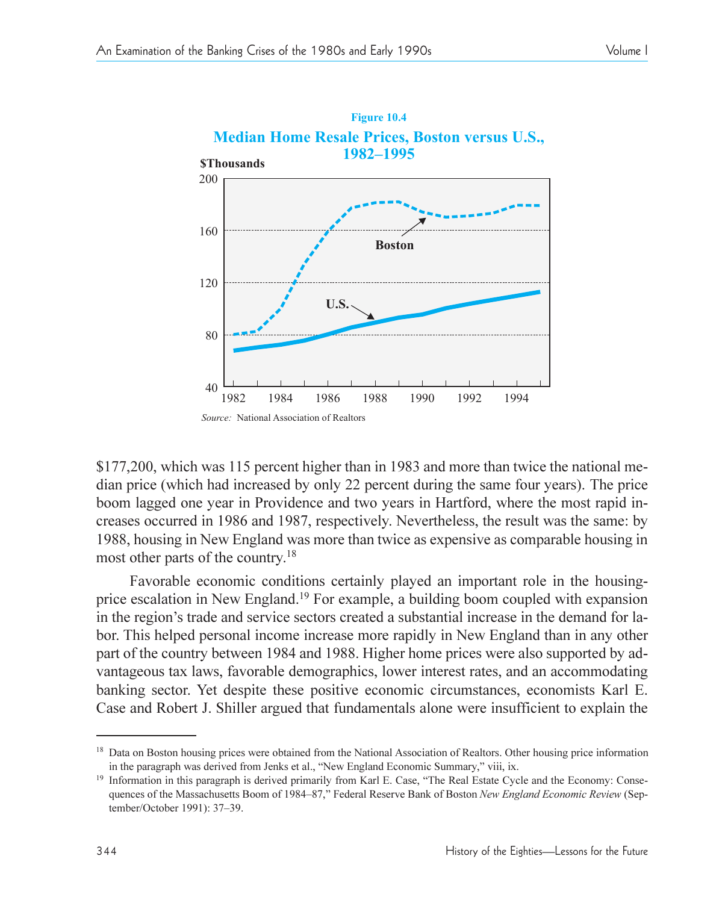**Figure 10.4**

**Median Home Resale Prices, Boston versus U.S., 1982–1995**

*Source:* National Association of Realtors

$177,200, which was 115 percent higher than in 1983 and more than twice the national median price (which had increased by only 22 percent during the same four years). The price boom lagged one year in Providence and two years in Hartford, where the most rapid increases occurred in 1986 and 1987, respectively. Nevertheless, the result was the same: by 1988, housing in New England was more than twice as expensive as comparable housing in most other parts of the country.[18]

Favorable economic conditions certainly played an important role in the housing-price escalation in New England.[19] For example, a building boom coupled with expansion in the region's trade and service sectors created a substantial increase in the demand for labor. This helped personal income increase more rapidly in New England than in any other part of the country between 1984 and 1988. Higher home prices were also supported by advantageous tax laws, favorable demographics, lower interest rates, and an accommodating banking sector. Yet despite these positive economic circumstances, economists Karl E. Case and Robert J. Shiller argued that fundamentals alone were insufficient to explain the

---

[18] Data on Boston housing prices were obtained from the National Association of Realtors. Other housing price information in the paragraph was derived from Jenks et al., "New England Economic Summary," viii, ix.

[19] Information in this paragraph is derived primarily from Karl E. Case, "The Real Estate Cycle and the Economy: Consequences of the Massachusetts Boom of 1984–87," Federal Reserve Bank of Boston *New England Economic Review* (September/October 1991): 37–39.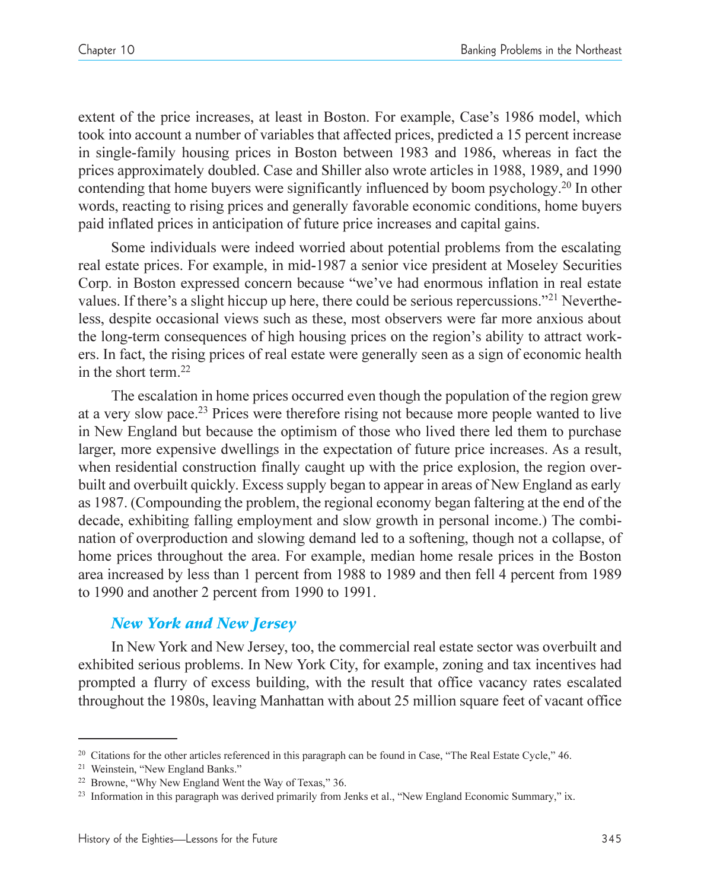extent of the price increases, at least in Boston. For example, Case's 1986 model, which took into account a number of variables that affected prices, predicted a 15 percent increase in single-family housing prices in Boston between 1983 and 1986, whereas in fact the prices approximately doubled. Case and Shiller also wrote articles in 1988, 1989, and 1990 contending that home buyers were significantly influenced by boom psychology.[20] In other words, reacting to rising prices and generally favorable economic conditions, home buyers paid inflated prices in anticipation of future price increases and capital gains.

Some individuals were indeed worried about potential problems from the escalating real estate prices. For example, in mid-1987 a senior vice president at Moseley Securities Corp. in Boston expressed concern because "we've had enormous inflation in real estate values. If there's a slight hiccup up here, there could be serious repercussions."[21] Nevertheless, despite occasional views such as these, most observers were far more anxious about the long-term consequences of high housing prices on the region's ability to attract workers. In fact, the rising prices of real estate were generally seen as a sign of economic health in the short term.[22]

The escalation in home prices occurred even though the population of the region grew at a very slow pace.[23] Prices were therefore rising not because more people wanted to live in New England but because the optimism of those who lived there led them to purchase larger, more expensive dwellings in the expectation of future price increases. As a result, when residential construction finally caught up with the price explosion, the region overbuilt and overbuilt quickly. Excess supply began to appear in areas of New England as early as 1987. (Compounding the problem, the regional economy began faltering at the end of the decade, exhibiting falling employment and slow growth in personal income.) The combination of overproduction and slowing demand led to a softening, though not a collapse, of home prices throughout the area. For example, median home resale prices in the Boston area increased by less than 1 percent from 1988 to 1989 and then fell 4 percent from 1989 to 1990 and another 2 percent from 1990 to 1991.

### *New York and New Jersey*

In New York and New Jersey, too, the commercial real estate sector was overbuilt and exhibited serious problems. In New York City, for example, zoning and tax incentives had prompted a flurry of excess building, with the result that office vacancy rates escalated throughout the 1980s, leaving Manhattan with about 25 million square feet of vacant office

---

[20] Citations for the other articles referenced in this paragraph can be found in Case, "The Real Estate Cycle," 46.

[21] Weinstein, "New England Banks."

[22] Browne, "Why New England Went the Way of Texas," 36.

[23] Information in this paragraph was derived primarily from Jenks et al., "New England Economic Summary," ix.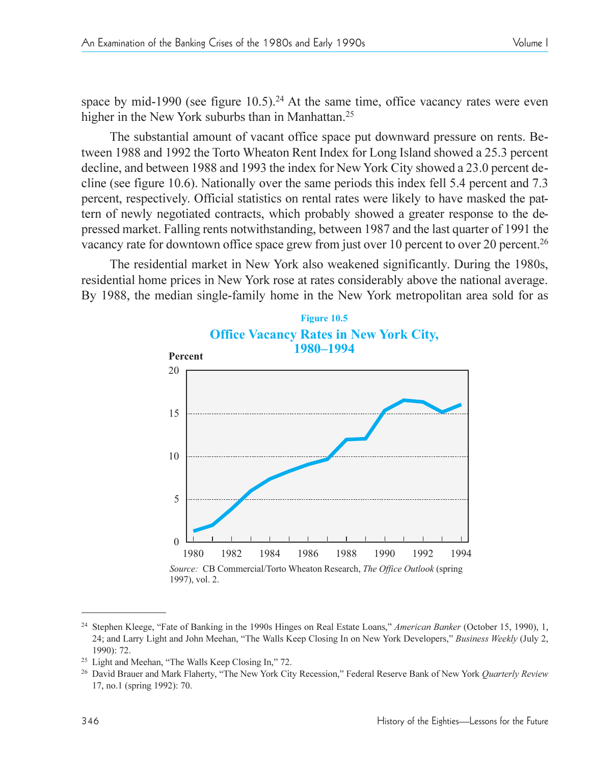space by mid-1990 (see figure 10.5).[24] At the same time, office vacancy rates were even higher in the New York suburbs than in Manhattan.[25]

The substantial amount of vacant office space put downward pressure on rents. Between 1988 and 1992 the Torto Wheaton Rent Index for Long Island showed a 25.3 percent decline, and between 1988 and 1993 the index for New York City showed a 23.0 percent decline (see figure 10.6). Nationally over the same periods this index fell 5.4 percent and 7.3 percent, respectively. Official statistics on rental rates were likely to have masked the pattern of newly negotiated contracts, which probably showed a greater response to the depressed market. Falling rents notwithstanding, between 1987 and the last quarter of 1991 the vacancy rate for downtown office space grew from just over 10 percent to over 20 percent.[26]

The residential market in New York also weakened significantly. During the 1980s, residential home prices in New York rose at rates considerably above the national average. By 1988, the median single-family home in the New York metropolitan area sold for as

**Figure 10.5**

**Office Vacancy Rates in New York City, 1980–1994**

*Source:* CB Commercial/Torto Wheaton Research, *The Office Outlook* (spring 1997), vol. 2.

---

[24] Stephen Kleege, "Fate of Banking in the 1990s Hinges on Real Estate Loans," *American Banker* (October 15, 1990), 1, 24; and Larry Light and John Meehan, "The Walls Keep Closing In on New York Developers," *Business Weekly* (July 2, 1990): 72.

[25] Light and Meehan, "The Walls Keep Closing In," 72.

[26] David Brauer and Mark Flaherty, "The New York City Recession," Federal Reserve Bank of New York *Quarterly Review* 17, no.1 (spring 1992): 70.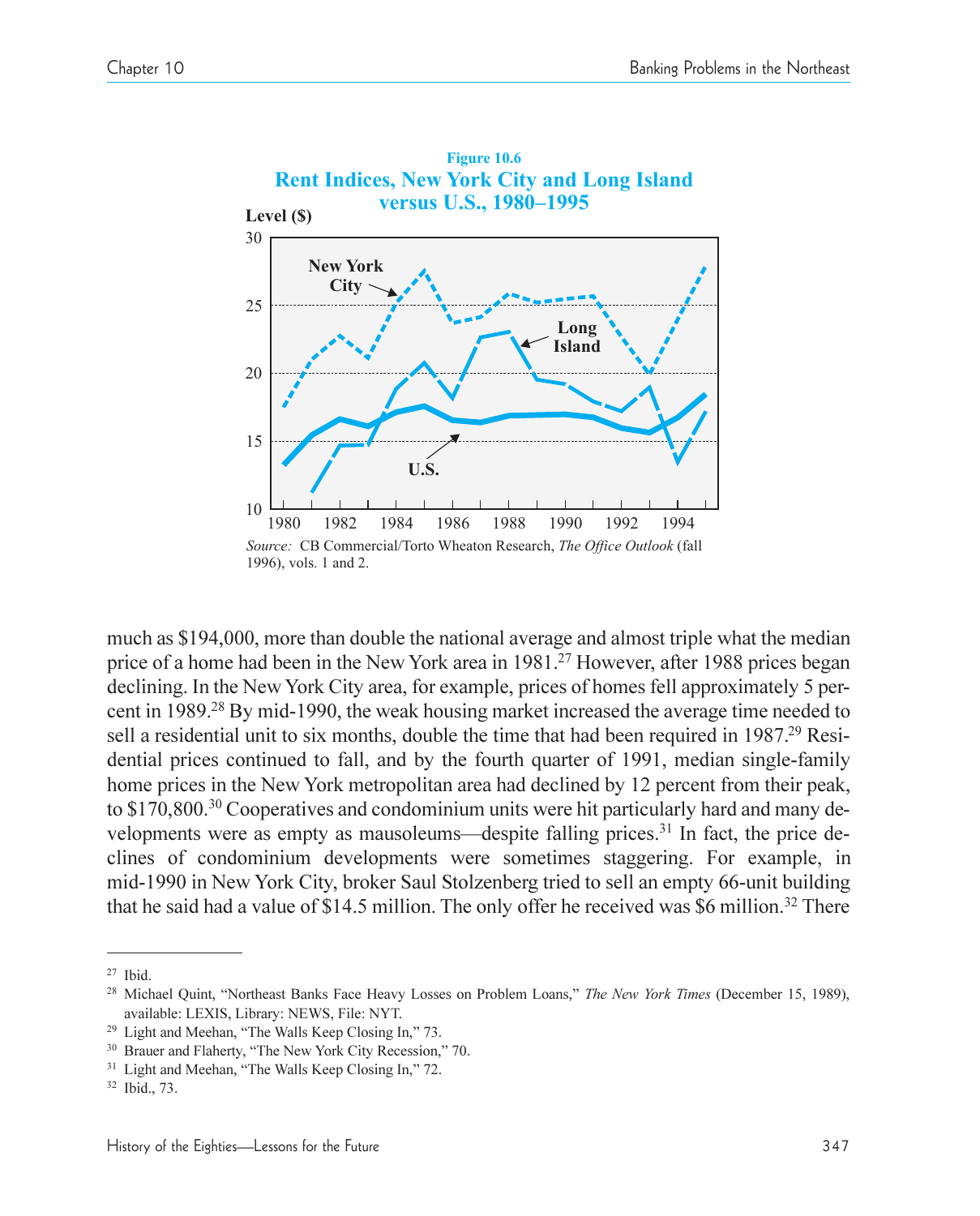**Figure 10.6**
**Rent Indices, New York City and Long Island versus U.S., 1980–1995**

*Source:* CB Commercial/Torto Wheaton Research, *The Office Outlook* (fall 1996), vols. 1 and 2.

much as $194,000, more than double the national average and almost triple what the median price of a home had been in the New York area in 1981.[27] However, after 1988 prices began declining. In the New York City area, for example, prices of homes fell approximately 5 percent in 1989.[28] By mid-1990, the weak housing market increased the average time needed to sell a residential unit to six months, double the time that had been required in 1987.[29] Residential prices continued to fall, and by the fourth quarter of 1991, median single-family home prices in the New York metropolitan area had declined by 12 percent from their peak, to $170,800.[30] Cooperatives and condominium units were hit particularly hard and many developments were as empty as mausoleums—despite falling prices.[31] In fact, the price declines of condominium developments were sometimes staggering. For example, in mid-1990 in New York City, broker Saul Stolzenberg tried to sell an empty 66-unit building that he said had a value of $14.5 million. The only offer he received was $6 million.[32] There

---

[27] Ibid.

[28] Michael Quint, "Northeast Banks Face Heavy Losses on Problem Loans," *The New York Times* (December 15, 1989), available: LEXIS, Library: NEWS, File: NYT.

[29] Light and Meehan, "The Walls Keep Closing In," 73.

[30] Brauer and Flaherty, "The New York City Recession," 70.

[31] Light and Meehan, "The Walls Keep Closing In," 72.

[32] Ibid., 73.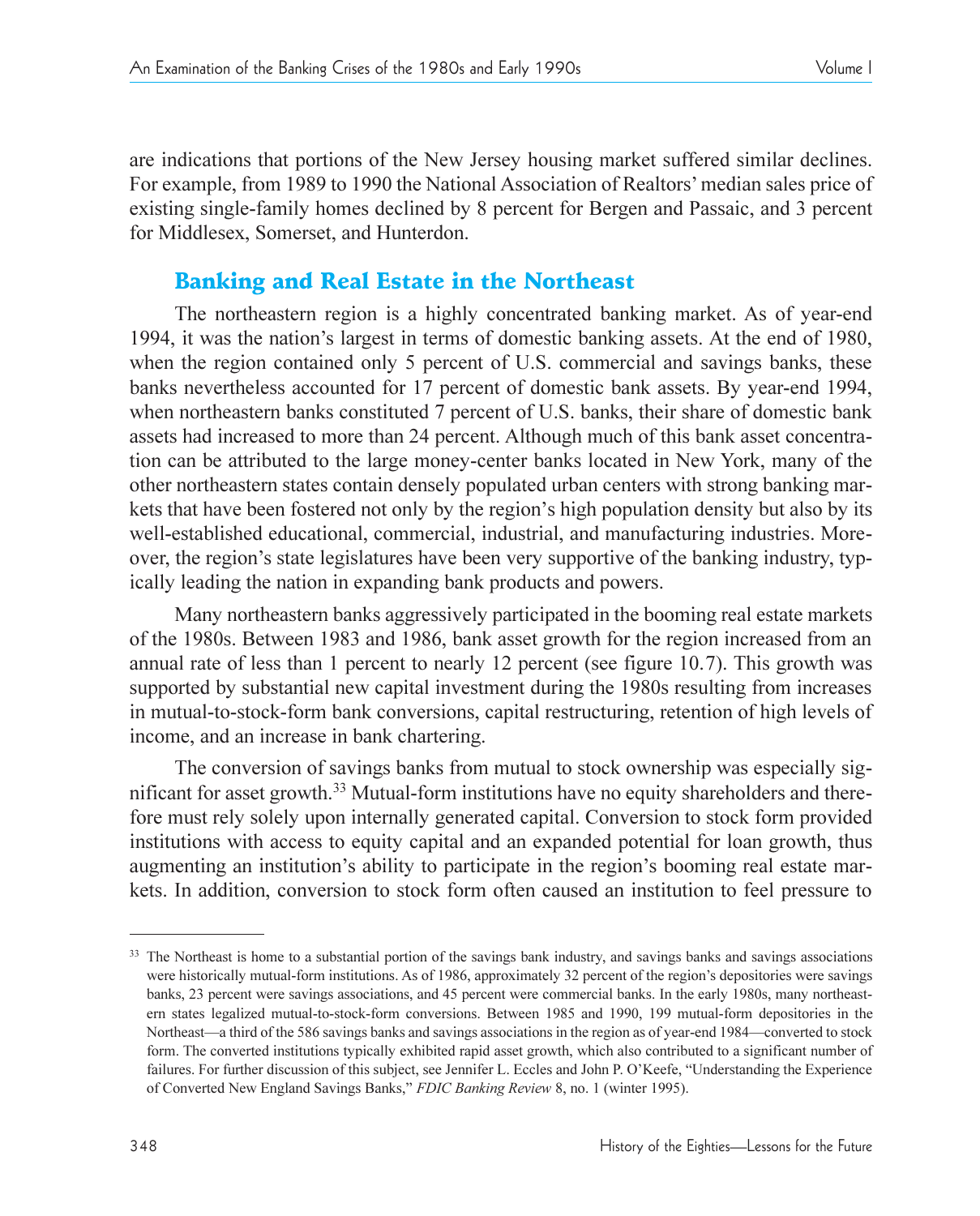are indications that portions of the New Jersey housing market suffered similar declines. For example, from 1989 to 1990 the National Association of Realtors' median sales price of existing single-family homes declined by 8 percent for Bergen and Passaic, and 3 percent for Middlesex, Somerset, and Hunterdon.

## Banking and Real Estate in the Northeast

The northeastern region is a highly concentrated banking market. As of year-end 1994, it was the nation's largest in terms of domestic banking assets. At the end of 1980, when the region contained only 5 percent of U.S. commercial and savings banks, these banks nevertheless accounted for 17 percent of domestic bank assets. By year-end 1994, when northeastern banks constituted 7 percent of U.S. banks, their share of domestic bank assets had increased to more than 24 percent. Although much of this bank asset concentration can be attributed to the large money-center banks located in New York, many of the other northeastern states contain densely populated urban centers with strong banking markets that have been fostered not only by the region's high population density but also by its well-established educational, commercial, industrial, and manufacturing industries. Moreover, the region's state legislatures have been very supportive of the banking industry, typically leading the nation in expanding bank products and powers.

Many northeastern banks aggressively participated in the booming real estate markets of the 1980s. Between 1983 and 1986, bank asset growth for the region increased from an annual rate of less than 1 percent to nearly 12 percent (see figure 10.7). This growth was supported by substantial new capital investment during the 1980s resulting from increases in mutual-to-stock-form bank conversions, capital restructuring, retention of high levels of income, and an increase in bank chartering.

The conversion of savings banks from mutual to stock ownership was especially significant for asset growth.[33] Mutual-form institutions have no equity shareholders and therefore must rely solely upon internally generated capital. Conversion to stock form provided institutions with access to equity capital and an expanded potential for loan growth, thus augmenting an institution's ability to participate in the region's booming real estate markets. In addition, conversion to stock form often caused an institution to feel pressure to

---

[33] The Northeast is home to a substantial portion of the savings bank industry, and savings banks and savings associations were historically mutual-form institutions. As of 1986, approximately 32 percent of the region's depositories were savings banks, 23 percent were savings associations, and 45 percent were commercial banks. In the early 1980s, many northeastern states legalized mutual-to-stock-form conversions. Between 1985 and 1990, 199 mutual-form depositories in the Northeast—a third of the 586 savings banks and savings associations in the region as of year-end 1984—converted to stock form. The converted institutions typically exhibited rapid asset growth, which also contributed to a significant number of failures. For further discussion of this subject, see Jennifer L. Eccles and John P. O'Keefe, "Understanding the Experience of Converted New England Savings Banks," *FDIC Banking Review* 8, no. 1 (winter 1995).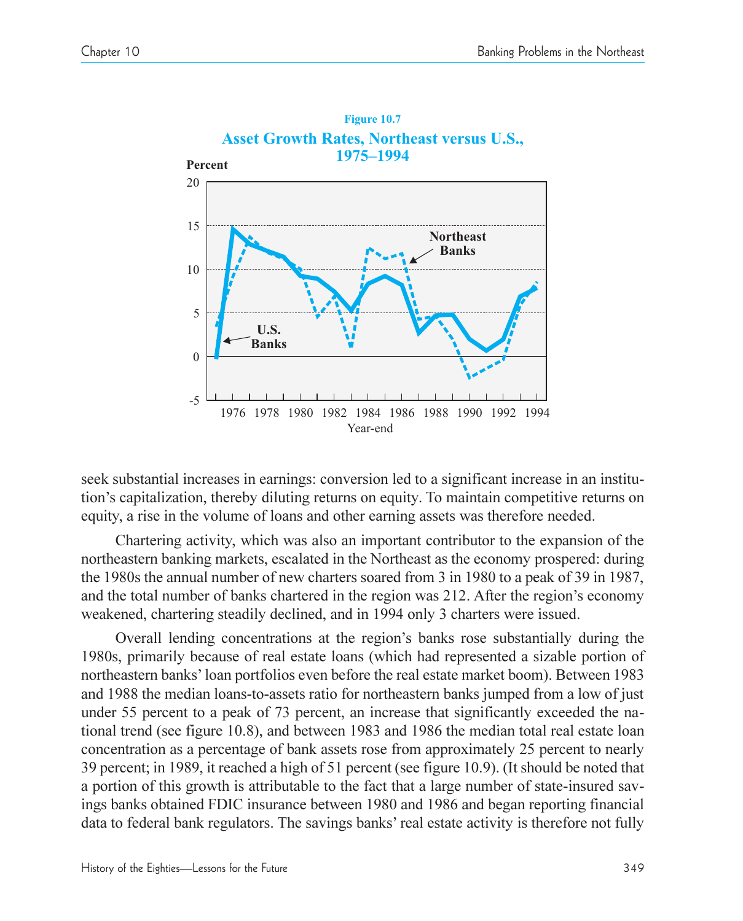**Figure 10.7**

**Asset Growth Rates, Northeast versus U.S., 1975–1994**

seek substantial increases in earnings: conversion led to a significant increase in an institution's capitalization, thereby diluting returns on equity. To maintain competitive returns on equity, a rise in the volume of loans and other earning assets was therefore needed.

Chartering activity, which was also an important contributor to the expansion of the northeastern banking markets, escalated in the Northeast as the economy prospered: during the 1980s the annual number of new charters soared from 3 in 1980 to a peak of 39 in 1987, and the total number of banks chartered in the region was 212. After the region's economy weakened, chartering steadily declined, and in 1994 only 3 charters were issued.

Overall lending concentrations at the region's banks rose substantially during the 1980s, primarily because of real estate loans (which had represented a sizable portion of northeastern banks' loan portfolios even before the real estate market boom). Between 1983 and 1988 the median loans-to-assets ratio for northeastern banks jumped from a low of just under 55 percent to a peak of 73 percent, an increase that significantly exceeded the national trend (see figure 10.8), and between 1983 and 1986 the median total real estate loan concentration as a percentage of bank assets rose from approximately 25 percent to nearly 39 percent; in 1989, it reached a high of 51 percent (see figure 10.9). (It should be noted that a portion of this growth is attributable to the fact that a large number of state-insured savings banks obtained FDIC insurance between 1980 and 1986 and began reporting financial data to federal bank regulators. The savings banks' real estate activity is therefore not fully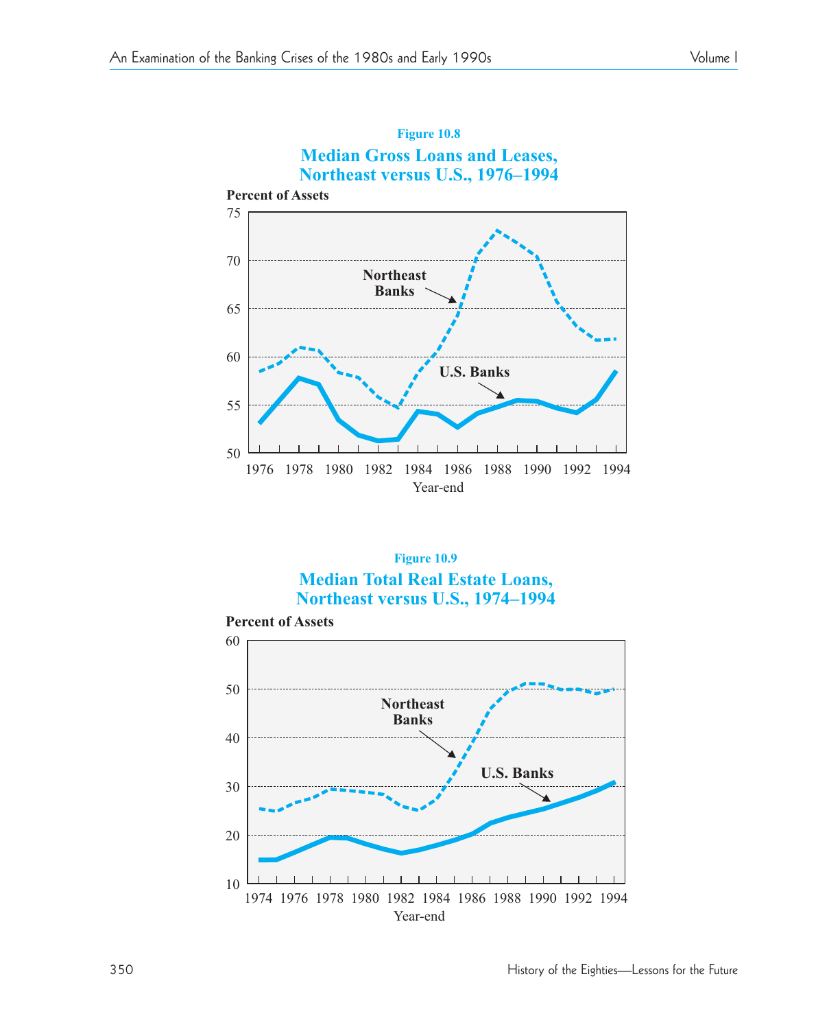**Figure 10.8**

**Median Gross Loans and Leases, Northeast versus U.S., 1976–1994**

**Figure 10.9**

**Median Total Real Estate Loans, Northeast versus U.S., 1974–1994**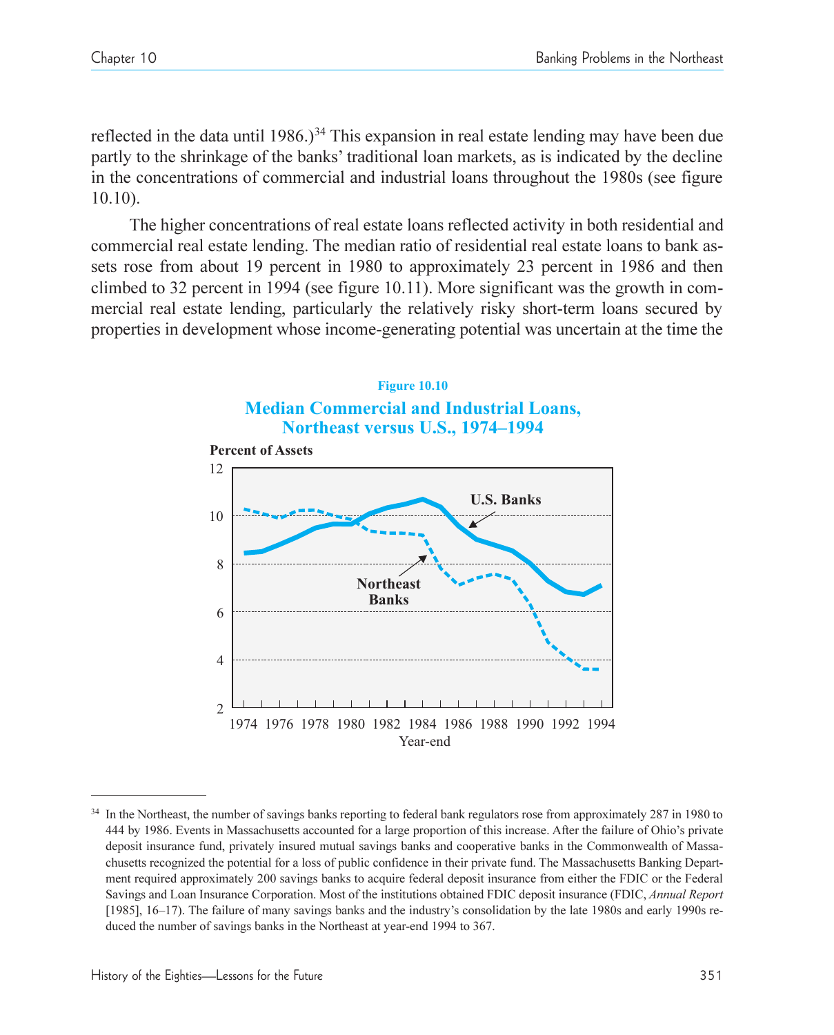reflected in the data until 1986.)[34] This expansion in real estate lending may have been due partly to the shrinkage of the banks' traditional loan markets, as is indicated by the decline in the concentrations of commercial and industrial loans throughout the 1980s (see figure 10.10).

The higher concentrations of real estate loans reflected activity in both residential and commercial real estate lending. The median ratio of residential real estate loans to bank assets rose from about 19 percent in 1980 to approximately 23 percent in 1986 and then climbed to 32 percent in 1994 (see figure 10.11). More significant was the growth in commercial real estate lending, particularly the relatively risky short-term loans secured by properties in development whose income-generating potential was uncertain at the time the

**Figure 10.10**

**Median Commercial and Industrial Loans, Northeast versus U.S., 1974–1994**

[34] In the Northeast, the number of savings banks reporting to federal bank regulators rose from approximately 287 in 1980 to 444 by 1986. Events in Massachusetts accounted for a large proportion of this increase. After the failure of Ohio's private deposit insurance fund, privately insured mutual savings banks and cooperative banks in the Commonwealth of Massachusetts recognized the potential for a loss of public confidence in their private fund. The Massachusetts Banking Department required approximately 200 savings banks to acquire federal deposit insurance from either the FDIC or the Federal Savings and Loan Insurance Corporation. Most of the institutions obtained FDIC deposit insurance (FDIC, *Annual Report* [1985], 16–17). The failure of many savings banks and the industry's consolidation by the late 1980s and early 1990s reduced the number of savings banks in the Northeast at year-end 1994 to 367.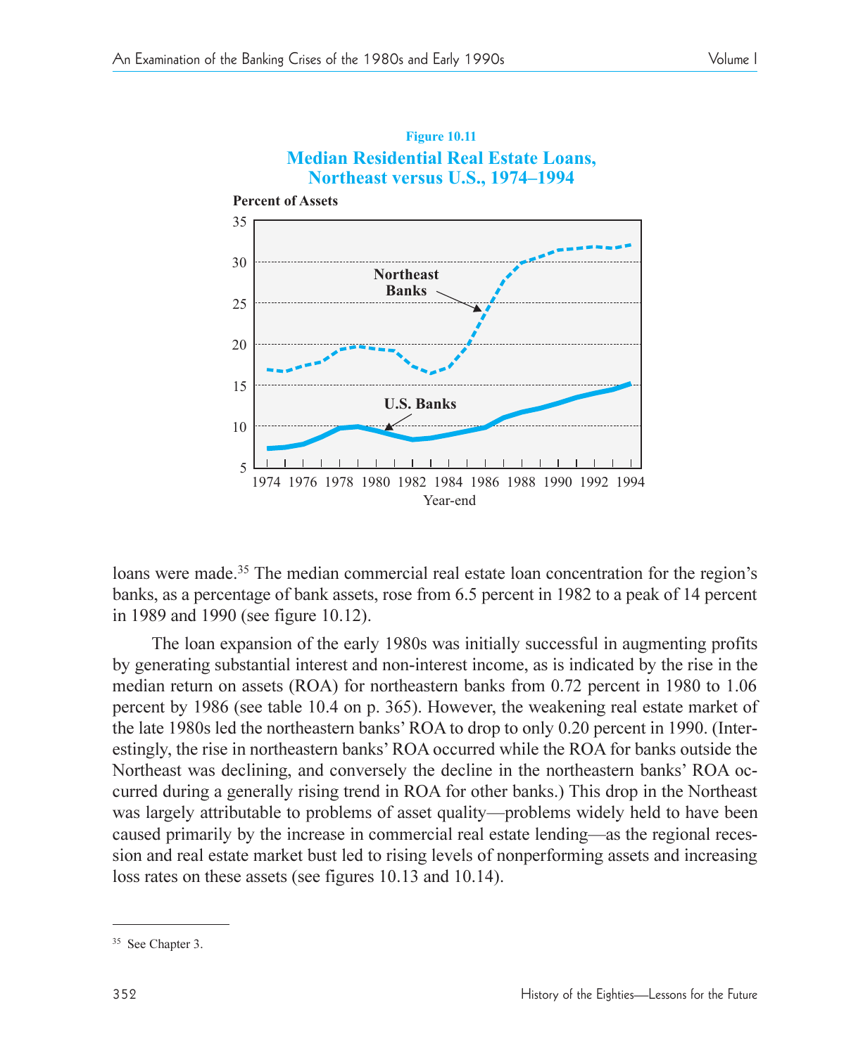**Figure 10.11**

**Median Residential Real Estate Loans, Northeast versus U.S., 1974–1994**

loans were made.[35] The median commercial real estate loan concentration for the region's banks, as a percentage of bank assets, rose from 6.5 percent in 1982 to a peak of 14 percent in 1989 and 1990 (see figure 10.12).

The loan expansion of the early 1980s was initially successful in augmenting profits by generating substantial interest and non-interest income, as is indicated by the rise in the median return on assets (ROA) for northeastern banks from 0.72 percent in 1980 to 1.06 percent by 1986 (see table 10.4 on p. 365). However, the weakening real estate market of the late 1980s led the northeastern banks' ROA to drop to only 0.20 percent in 1990. (Interestingly, the rise in northeastern banks' ROA occurred while the ROA for banks outside the Northeast was declining, and conversely the decline in the northeastern banks' ROA occurred during a generally rising trend in ROA for other banks.) This drop in the Northeast was largely attributable to problems of asset quality—problems widely held to have been caused primarily by the increase in commercial real estate lending—as the regional recession and real estate market bust led to rising levels of nonperforming assets and increasing loss rates on these assets (see figures 10.13 and 10.14).

---

[35] See Chapter 3.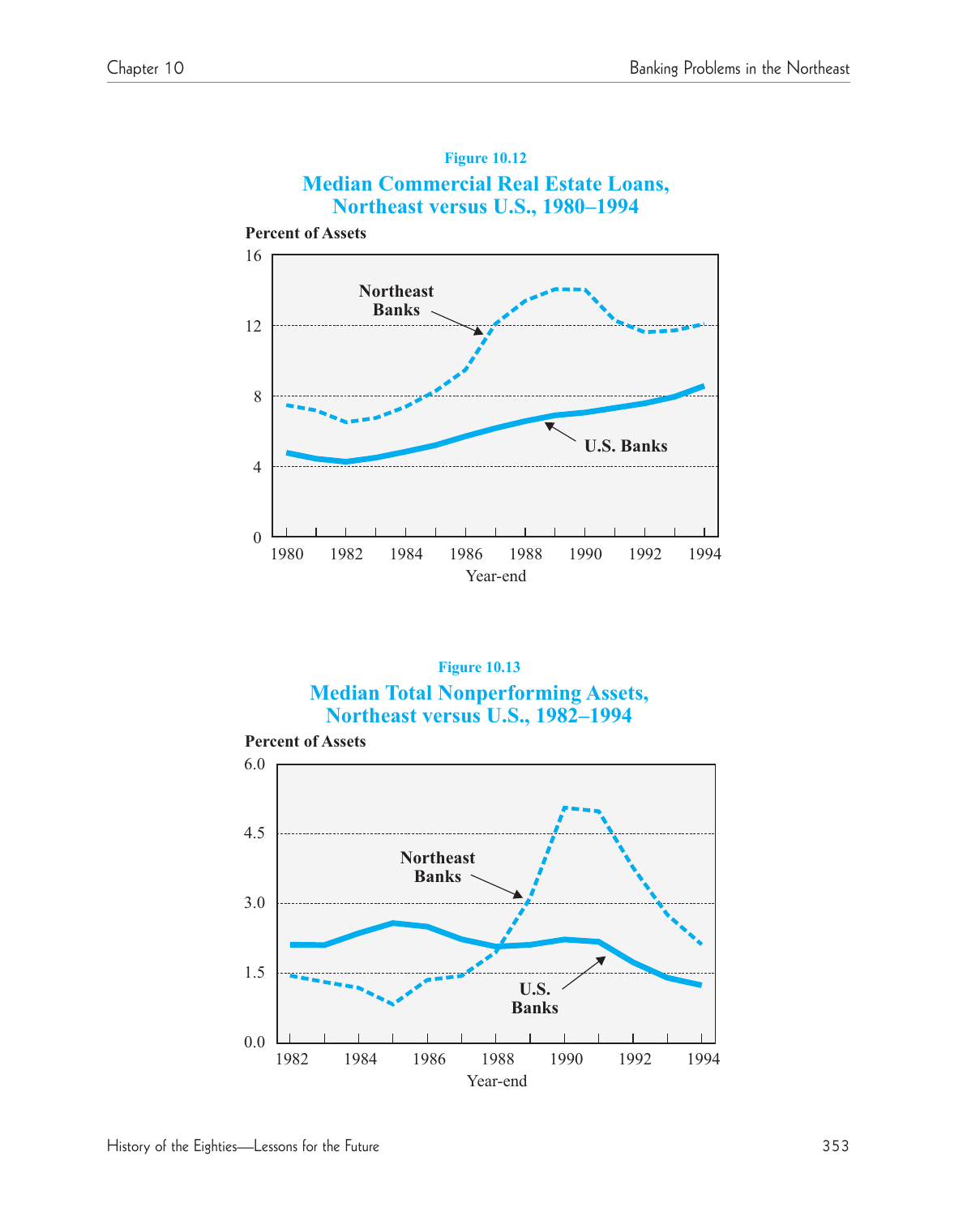**Figure 10.12**

**Median Commercial Real Estate Loans, Northeast versus U.S., 1980–1994**

**Figure 10.13**

**Median Total Nonperforming Assets, Northeast versus U.S., 1982–1994**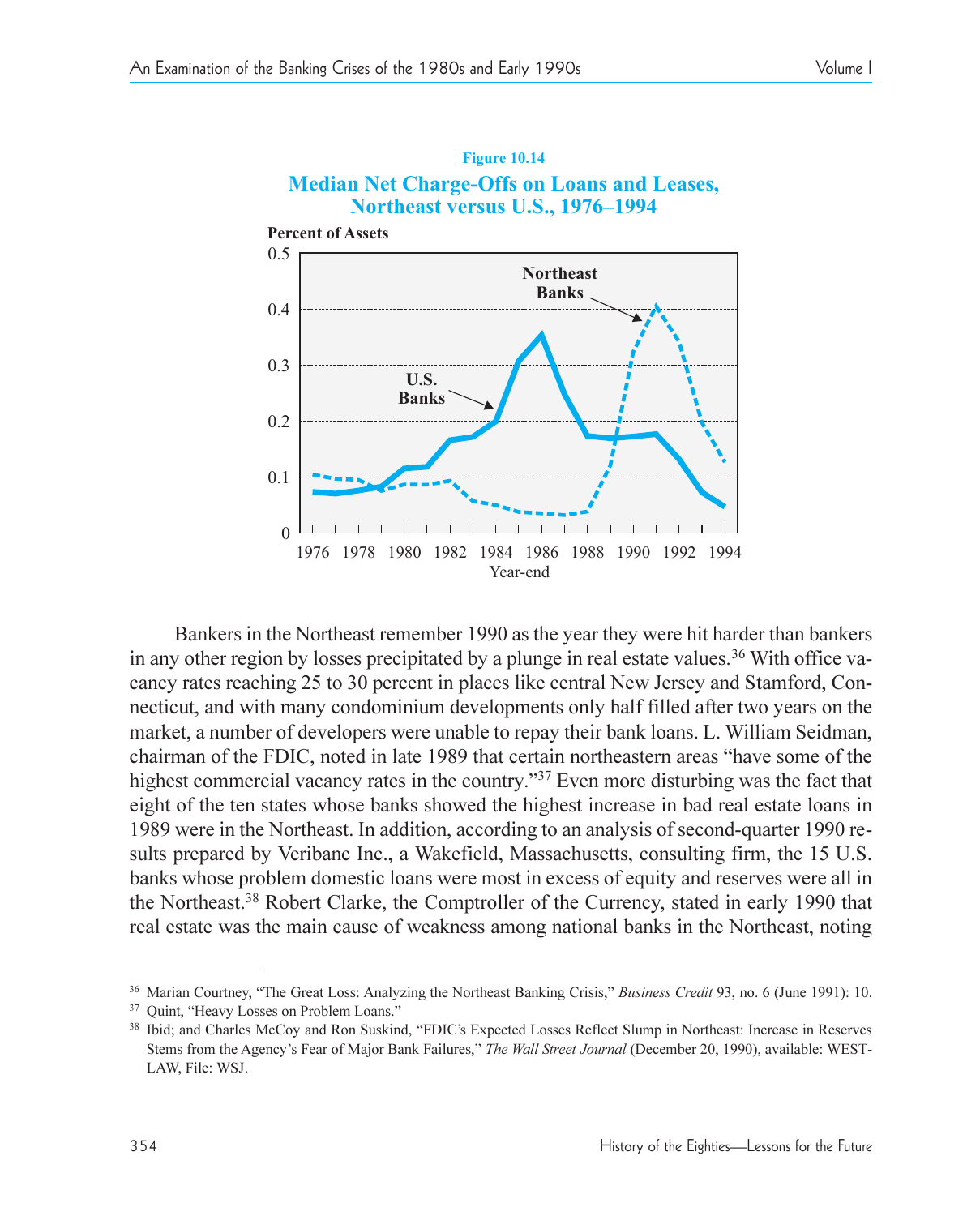**Figure 10.14**

**Median Net Charge-Offs on Loans and Leases, Northeast versus U.S., 1976–1994**

Bankers in the Northeast remember 1990 as the year they were hit harder than bankers in any other region by losses precipitated by a plunge in real estate values.[36] With office vacancy rates reaching 25 to 30 percent in places like central New Jersey and Stamford, Connecticut, and with many condominium developments only half filled after two years on the market, a number of developers were unable to repay their bank loans. L. William Seidman, chairman of the FDIC, noted in late 1989 that certain northeastern areas "have some of the highest commercial vacancy rates in the country."[37] Even more disturbing was the fact that eight of the ten states whose banks showed the highest increase in bad real estate loans in 1989 were in the Northeast. In addition, according to an analysis of second-quarter 1990 results prepared by Veribanc Inc., a Wakefield, Massachusetts, consulting firm, the 15 U.S. banks whose problem domestic loans were most in excess of equity and reserves were all in the Northeast.[38] Robert Clarke, the Comptroller of the Currency, stated in early 1990 that real estate was the main cause of weakness among national banks in the Northeast, noting

---

[36] Marian Courtney, "The Great Loss: Analyzing the Northeast Banking Crisis," *Business Credit* 93, no. 6 (June 1991): 10.

[37] Quint, "Heavy Losses on Problem Loans."

[38] Ibid; and Charles McCoy and Ron Suskind, "FDIC's Expected Losses Reflect Slump in Northeast: Increase in Reserves Stems from the Agency's Fear of Major Bank Failures," *The Wall Street Journal* (December 20, 1990), available: WESTLAW, File: WSJ.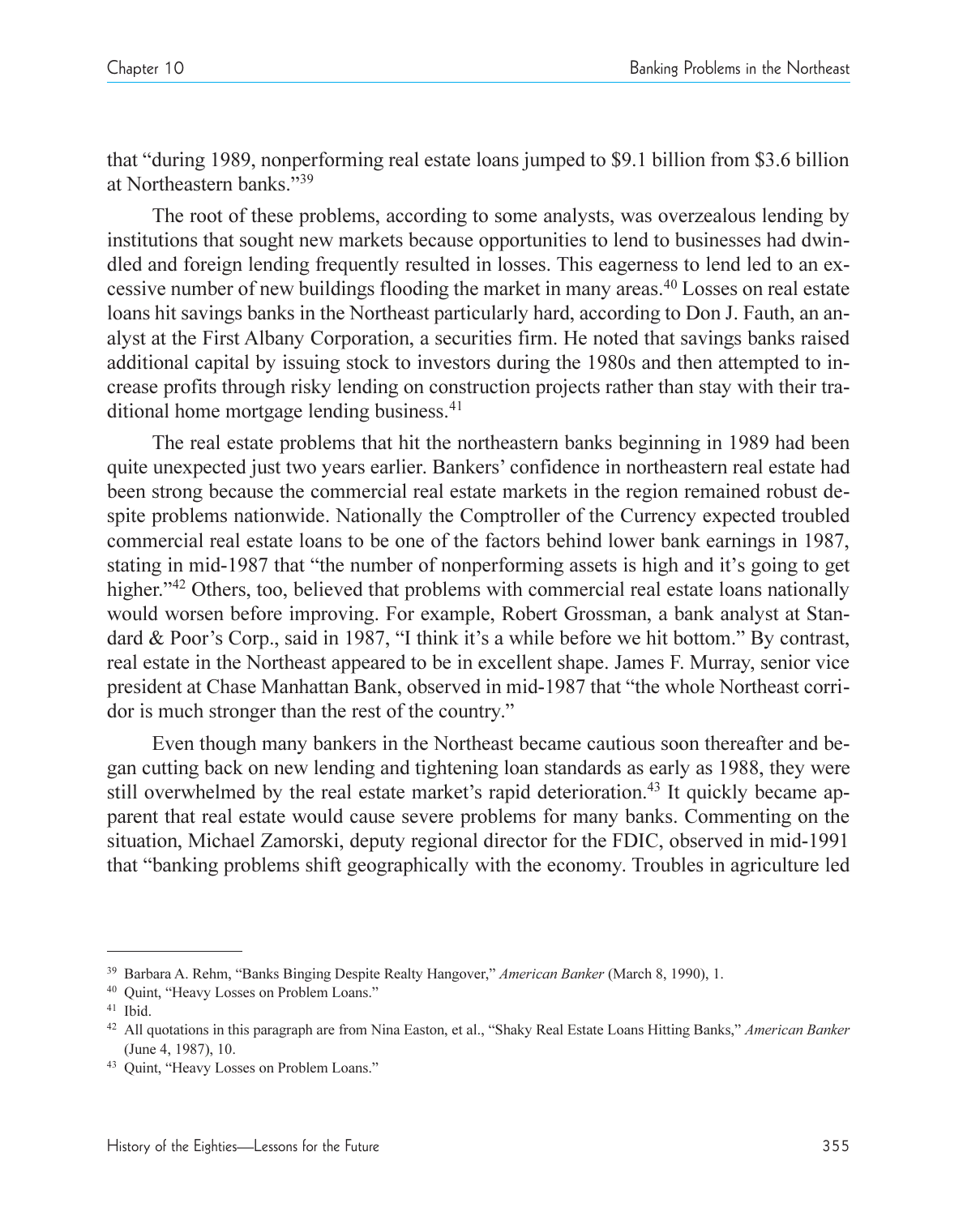that "during 1989, nonperforming real estate loans jumped to $9.1 billion from $3.6 billion at Northeastern banks."[39]

The root of these problems, according to some analysts, was overzealous lending by institutions that sought new markets because opportunities to lend to businesses had dwindled and foreign lending frequently resulted in losses. This eagerness to lend led to an excessive number of new buildings flooding the market in many areas.[40] Losses on real estate loans hit savings banks in the Northeast particularly hard, according to Don J. Fauth, an analyst at the First Albany Corporation, a securities firm. He noted that savings banks raised additional capital by issuing stock to investors during the 1980s and then attempted to increase profits through risky lending on construction projects rather than stay with their traditional home mortgage lending business.[41]

The real estate problems that hit the northeastern banks beginning in 1989 had been quite unexpected just two years earlier. Bankers' confidence in northeastern real estate had been strong because the commercial real estate markets in the region remained robust despite problems nationwide. Nationally the Comptroller of the Currency expected troubled commercial real estate loans to be one of the factors behind lower bank earnings in 1987, stating in mid-1987 that "the number of nonperforming assets is high and it's going to get higher."[42] Others, too, believed that problems with commercial real estate loans nationally would worsen before improving. For example, Robert Grossman, a bank analyst at Standard & Poor's Corp., said in 1987, "I think it's a while before we hit bottom." By contrast, real estate in the Northeast appeared to be in excellent shape. James F. Murray, senior vice president at Chase Manhattan Bank, observed in mid-1987 that "the whole Northeast corridor is much stronger than the rest of the country."

Even though many bankers in the Northeast became cautious soon thereafter and began cutting back on new lending and tightening loan standards as early as 1988, they were still overwhelmed by the real estate market's rapid deterioration.[43] It quickly became apparent that real estate would cause severe problems for many banks. Commenting on the situation, Michael Zamorski, deputy regional director for the FDIC, observed in mid-1991 that "banking problems shift geographically with the economy. Troubles in agriculture led

---

[39] Barbara A. Rehm, "Banks Binging Despite Realty Hangover," *American Banker* (March 8, 1990), 1.

[40] Quint, "Heavy Losses on Problem Loans."

[41] Ibid.

[42] All quotations in this paragraph are from Nina Easton, et al., "Shaky Real Estate Loans Hitting Banks," *American Banker* (June 4, 1987), 10.

[43] Quint, "Heavy Losses on Problem Loans."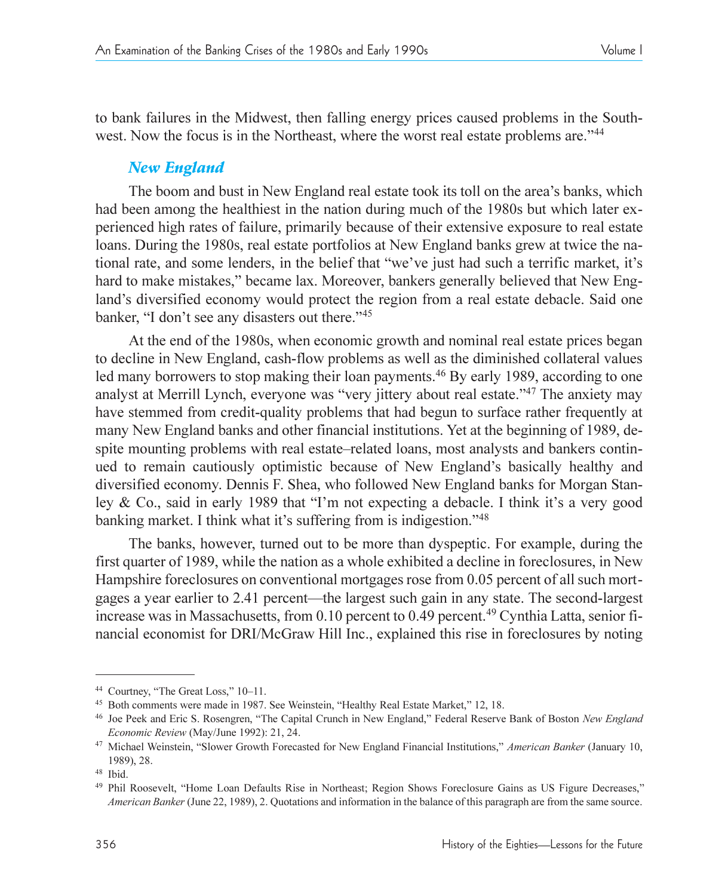to bank failures in the Midwest, then falling energy prices caused problems in the Southwest. Now the focus is in the Northeast, where the worst real estate problems are."[44]

### *New England*

The boom and bust in New England real estate took its toll on the area's banks, which had been among the healthiest in the nation during much of the 1980s but which later experienced high rates of failure, primarily because of their extensive exposure to real estate loans. During the 1980s, real estate portfolios at New England banks grew at twice the national rate, and some lenders, in the belief that "we've just had such a terrific market, it's hard to make mistakes," became lax. Moreover, bankers generally believed that New England's diversified economy would protect the region from a real estate debacle. Said one banker, "I don't see any disasters out there."[45]

At the end of the 1980s, when economic growth and nominal real estate prices began to decline in New England, cash-flow problems as well as the diminished collateral values led many borrowers to stop making their loan payments.[46] By early 1989, according to one analyst at Merrill Lynch, everyone was "very jittery about real estate."[47] The anxiety may have stemmed from credit-quality problems that had begun to surface rather frequently at many New England banks and other financial institutions. Yet at the beginning of 1989, despite mounting problems with real estate–related loans, most analysts and bankers continued to remain cautiously optimistic because of New England's basically healthy and diversified economy. Dennis F. Shea, who followed New England banks for Morgan Stanley & Co., said in early 1989 that "I'm not expecting a debacle. I think it's a very good banking market. I think what it's suffering from is indigestion."[48]

The banks, however, turned out to be more than dyspeptic. For example, during the first quarter of 1989, while the nation as a whole exhibited a decline in foreclosures, in New Hampshire foreclosures on conventional mortgages rose from 0.05 percent of all such mortgages a year earlier to 2.41 percent—the largest such gain in any state. The second-largest increase was in Massachusetts, from 0.10 percent to 0.49 percent.[49] Cynthia Latta, senior financial economist for DRI/McGraw Hill Inc., explained this rise in foreclosures by noting

---

[44] Courtney, "The Great Loss," 10–11.

[45] Both comments were made in 1987. See Weinstein, "Healthy Real Estate Market," 12, 18.

[46] Joe Peek and Eric S. Rosengren, "The Capital Crunch in New England," Federal Reserve Bank of Boston *New England Economic Review* (May/June 1992): 21, 24.

[47] Michael Weinstein, "Slower Growth Forecasted for New England Financial Institutions," *American Banker* (January 10, 1989), 28.

[48] Ibid.

[49] Phil Roosevelt, "Home Loan Defaults Rise in Northeast; Region Shows Foreclosure Gains as US Figure Decreases," *American Banker* (June 22, 1989), 2. Quotations and information in the balance of this paragraph are from the same source.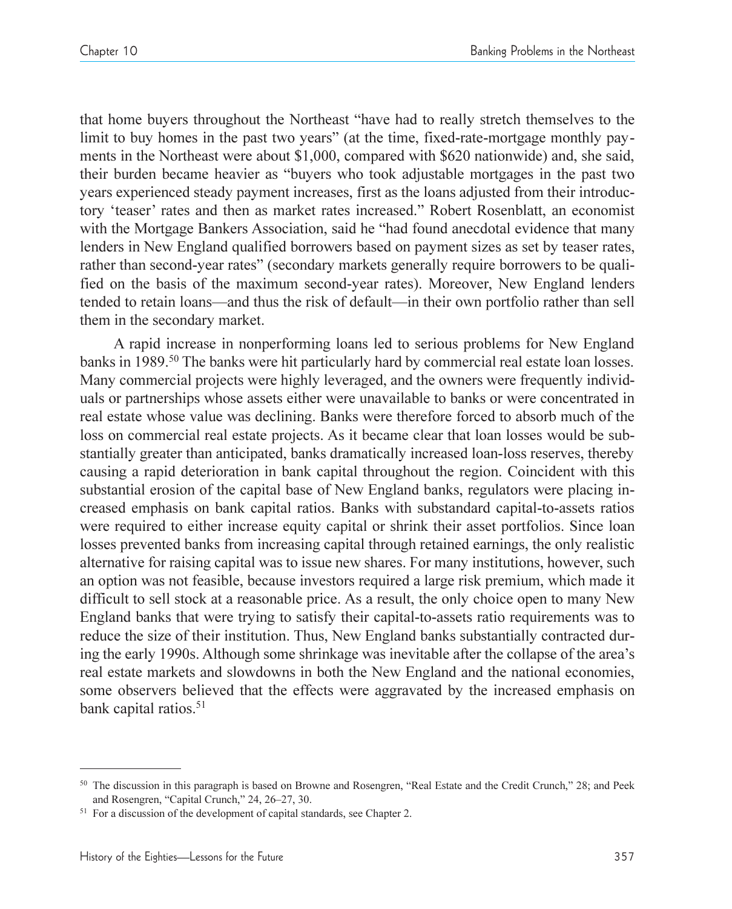that home buyers throughout the Northeast "have had to really stretch themselves to the limit to buy homes in the past two years" (at the time, fixed-rate-mortgage monthly payments in the Northeast were about $1,000, compared with $620 nationwide) and, she said, their burden became heavier as "buyers who took adjustable mortgages in the past two years experienced steady payment increases, first as the loans adjusted from their introductory 'teaser' rates and then as market rates increased." Robert Rosenblatt, an economist with the Mortgage Bankers Association, said he "had found anecdotal evidence that many lenders in New England qualified borrowers based on payment sizes as set by teaser rates, rather than second-year rates" (secondary markets generally require borrowers to be qualified on the basis of the maximum second-year rates). Moreover, New England lenders tended to retain loans—and thus the risk of default—in their own portfolio rather than sell them in the secondary market.

A rapid increase in nonperforming loans led to serious problems for New England banks in 1989.[50] The banks were hit particularly hard by commercial real estate loan losses. Many commercial projects were highly leveraged, and the owners were frequently individuals or partnerships whose assets either were unavailable to banks or were concentrated in real estate whose value was declining. Banks were therefore forced to absorb much of the loss on commercial real estate projects. As it became clear that loan losses would be substantially greater than anticipated, banks dramatically increased loan-loss reserves, thereby causing a rapid deterioration in bank capital throughout the region. Coincident with this substantial erosion of the capital base of New England banks, regulators were placing increased emphasis on bank capital ratios. Banks with substandard capital-to-assets ratios were required to either increase equity capital or shrink their asset portfolios. Since loan losses prevented banks from increasing capital through retained earnings, the only realistic alternative for raising capital was to issue new shares. For many institutions, however, such an option was not feasible, because investors required a large risk premium, which made it difficult to sell stock at a reasonable price. As a result, the only choice open to many New England banks that were trying to satisfy their capital-to-assets ratio requirements was to reduce the size of their institution. Thus, New England banks substantially contracted during the early 1990s. Although some shrinkage was inevitable after the collapse of the area's real estate markets and slowdowns in both the New England and the national economies, some observers believed that the effects were aggravated by the increased emphasis on bank capital ratios.[51]

---

[50] The discussion in this paragraph is based on Browne and Rosengren, "Real Estate and the Credit Crunch," 28; and Peek and Rosengren, "Capital Crunch," 24, 26–27, 30.

[51] For a discussion of the development of capital standards, see Chapter 2.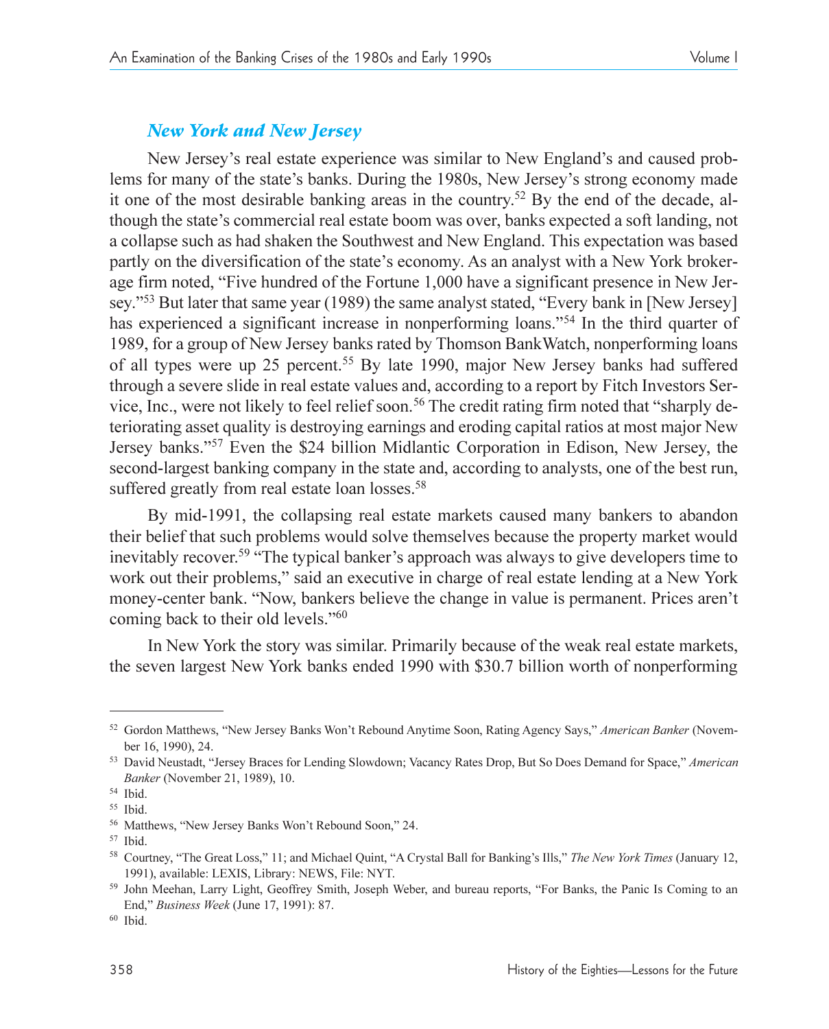### *New York and New Jersey*

New Jersey's real estate experience was similar to New England's and caused problems for many of the state's banks. During the 1980s, New Jersey's strong economy made it one of the most desirable banking areas in the country.[52] By the end of the decade, although the state's commercial real estate boom was over, banks expected a soft landing, not a collapse such as had shaken the Southwest and New England. This expectation was based partly on the diversification of the state's economy. As an analyst with a New York brokerage firm noted, "Five hundred of the Fortune 1,000 have a significant presence in New Jersey."[53] But later that same year (1989) the same analyst stated, "Every bank in [New Jersey] has experienced a significant increase in nonperforming loans."[54] In the third quarter of 1989, for a group of New Jersey banks rated by Thomson BankWatch, nonperforming loans of all types were up 25 percent.[55] By late 1990, major New Jersey banks had suffered through a severe slide in real estate values and, according to a report by Fitch Investors Service, Inc., were not likely to feel relief soon.[56] The credit rating firm noted that "sharply deteriorating asset quality is destroying earnings and eroding capital ratios at most major New Jersey banks."[57] Even the $24 billion Midlantic Corporation in Edison, New Jersey, the second-largest banking company in the state and, according to analysts, one of the best run, suffered greatly from real estate loan losses.[58]

By mid-1991, the collapsing real estate markets caused many bankers to abandon their belief that such problems would solve themselves because the property market would inevitably recover.[59] "The typical banker's approach was always to give developers time to work out their problems," said an executive in charge of real estate lending at a New York money-center bank. "Now, bankers believe the change in value is permanent. Prices aren't coming back to their old levels."[60]

In New York the story was similar. Primarily because of the weak real estate markets, the seven largest New York banks ended 1990 with $30.7 billion worth of nonperforming

---

[52] Gordon Matthews, "New Jersey Banks Won't Rebound Anytime Soon, Rating Agency Says," *American Banker* (November 16, 1990), 24.

[53] David Neustadt, "Jersey Braces for Lending Slowdown; Vacancy Rates Drop, But So Does Demand for Space," *American Banker* (November 21, 1989), 10.

[54] Ibid.

[55] Ibid.

[56] Matthews, "New Jersey Banks Won't Rebound Soon," 24.

[57] Ibid.

[58] Courtney, "The Great Loss," 11; and Michael Quint, "A Crystal Ball for Banking's Ills," *The New York Times* (January 12, 1991), available: LEXIS, Library: NEWS, File: NYT.

[59] John Meehan, Larry Light, Geoffrey Smith, Joseph Weber, and bureau reports, "For Banks, the Panic Is Coming to an End," *Business Week* (June 17, 1991): 87.

[60] Ibid.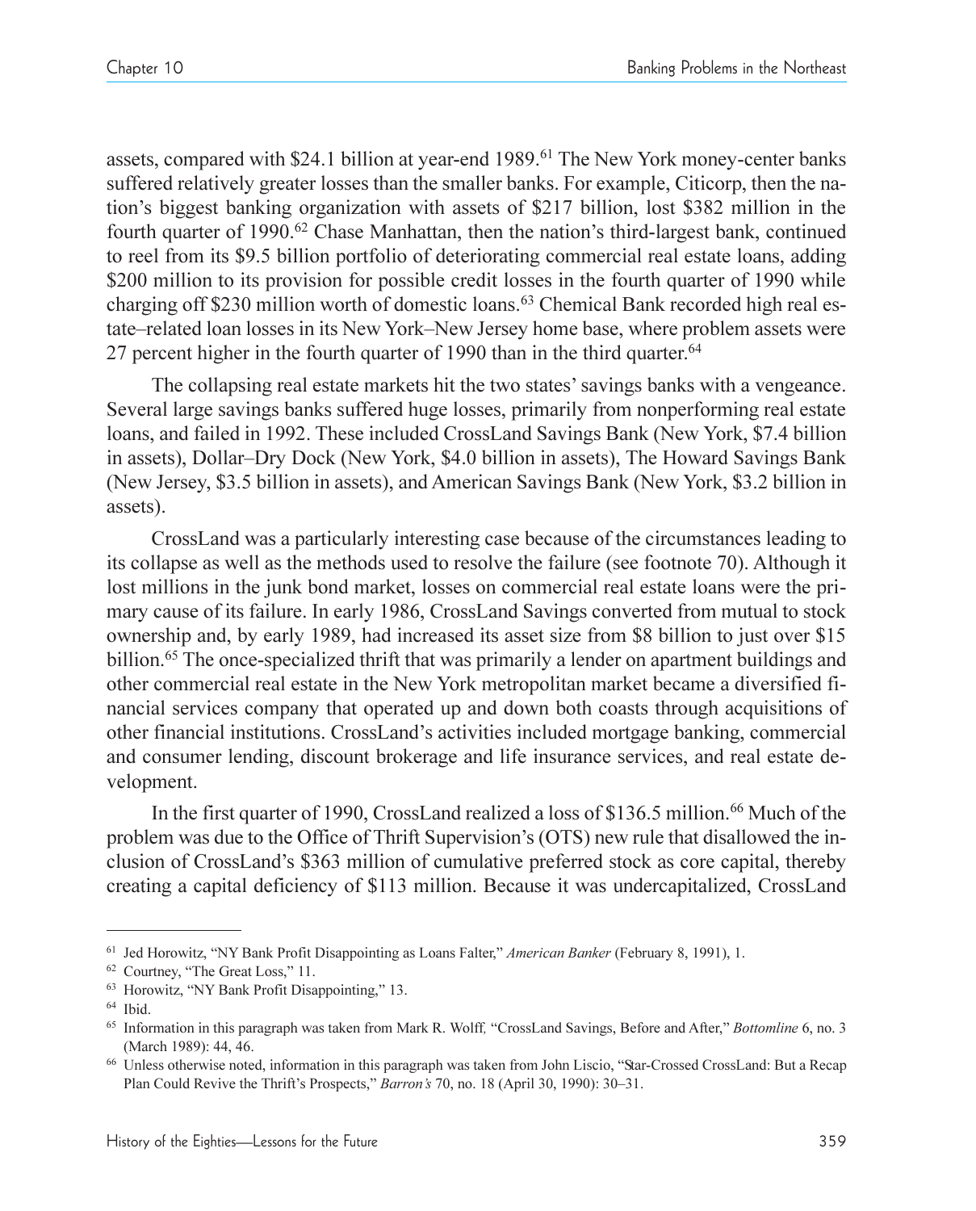assets, compared with $24.1 billion at year-end 1989.[61] The New York money-center banks suffered relatively greater losses than the smaller banks. For example, Citicorp, then the nation's biggest banking organization with assets of $217 billion, lost $382 million in the fourth quarter of 1990.[62] Chase Manhattan, then the nation's third-largest bank, continued to reel from its $9.5 billion portfolio of deteriorating commercial real estate loans, adding $200 million to its provision for possible credit losses in the fourth quarter of 1990 while charging off $230 million worth of domestic loans.[63] Chemical Bank recorded high real estate–related loan losses in its New York–New Jersey home base, where problem assets were 27 percent higher in the fourth quarter of 1990 than in the third quarter.[64]

The collapsing real estate markets hit the two states' savings banks with a vengeance. Several large savings banks suffered huge losses, primarily from nonperforming real estate loans, and failed in 1992. These included CrossLand Savings Bank (New York, $7.4 billion in assets), Dollar–Dry Dock (New York, $4.0 billion in assets), The Howard Savings Bank (New Jersey, $3.5 billion in assets), and American Savings Bank (New York, $3.2 billion in assets).

CrossLand was a particularly interesting case because of the circumstances leading to its collapse as well as the methods used to resolve the failure (see footnote 70). Although it lost millions in the junk bond market, losses on commercial real estate loans were the primary cause of its failure. In early 1986, CrossLand Savings converted from mutual to stock ownership and, by early 1989, had increased its asset size from $8 billion to just over $15 billion.[65] The once-specialized thrift that was primarily a lender on apartment buildings and other commercial real estate in the New York metropolitan market became a diversified financial services company that operated up and down both coasts through acquisitions of other financial institutions. CrossLand's activities included mortgage banking, commercial and consumer lending, discount brokerage and life insurance services, and real estate development.

In the first quarter of 1990, CrossLand realized a loss of $136.5 million.[66] Much of the problem was due to the Office of Thrift Supervision's (OTS) new rule that disallowed the inclusion of CrossLand's $363 million of cumulative preferred stock as core capital, thereby creating a capital deficiency of $113 million. Because it was undercapitalized, CrossLand

---

[61] Jed Horowitz, "NY Bank Profit Disappointing as Loans Falter," *American Banker* (February 8, 1991), 1.

[62] Courtney, "The Great Loss," 11.

[63] Horowitz, "NY Bank Profit Disappointing," 13.

[64] Ibid.

[65] Information in this paragraph was taken from Mark R. Wolff, "CrossLand Savings, Before and After," *Bottomline* 6, no. 3 (March 1989): 44, 46.

[66] Unless otherwise noted, information in this paragraph was taken from John Liscio, "Star-Crossed CrossLand: But a Recap Plan Could Revive the Thrift's Prospects," *Barron's* 70, no. 18 (April 30, 1990): 30–31.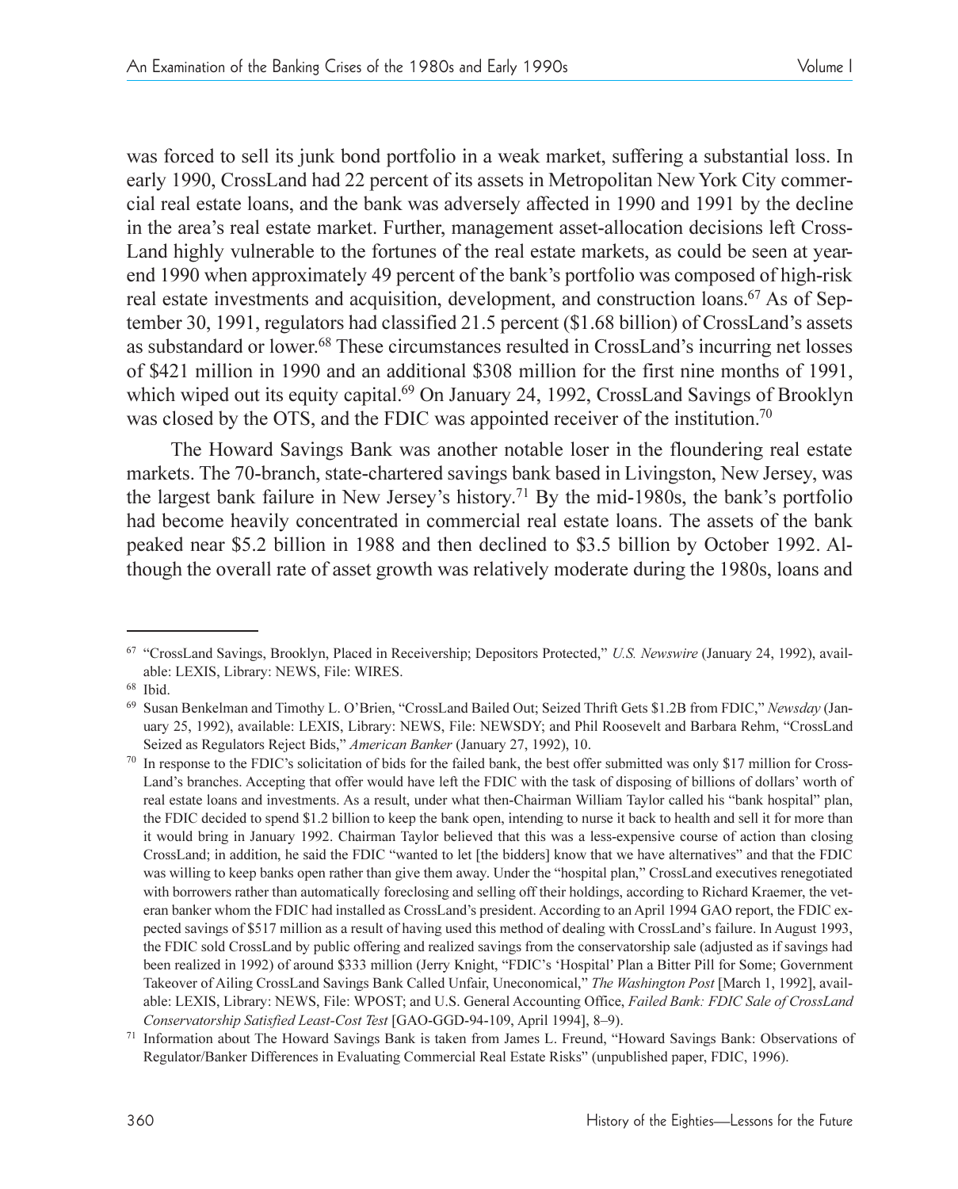was forced to sell its junk bond portfolio in a weak market, suffering a substantial loss. In early 1990, CrossLand had 22 percent of its assets in Metropolitan New York City commercial real estate loans, and the bank was adversely affected in 1990 and 1991 by the decline in the area's real estate market. Further, management asset-allocation decisions left CrossLand highly vulnerable to the fortunes of the real estate markets, as could be seen at year-end 1990 when approximately 49 percent of the bank's portfolio was composed of high-risk real estate investments and acquisition, development, and construction loans.[67] As of September 30, 1991, regulators had classified 21.5 percent ($1.68 billion) of CrossLand's assets as substandard or lower.[68] These circumstances resulted in CrossLand's incurring net losses of $421 million in 1990 and an additional $308 million for the first nine months of 1991, which wiped out its equity capital.[69] On January 24, 1992, CrossLand Savings of Brooklyn was closed by the OTS, and the FDIC was appointed receiver of the institution.[70]

The Howard Savings Bank was another notable loser in the floundering real estate markets. The 70-branch, state-chartered savings bank based in Livingston, New Jersey, was the largest bank failure in New Jersey's history.[71] By the mid-1980s, the bank's portfolio had become heavily concentrated in commercial real estate loans. The assets of the bank peaked near $5.2 billion in 1988 and then declined to $3.5 billion by October 1992. Although the overall rate of asset growth was relatively moderate during the 1980s, loans and

---

[67] "CrossLand Savings, Brooklyn, Placed in Receivership; Depositors Protected," *U.S. Newswire* (January 24, 1992), available: LEXIS, Library: NEWS, File: WIRES.

[68] Ibid.

[69] Susan Benkelman and Timothy L. O'Brien, "CrossLand Bailed Out; Seized Thrift Gets $1.2B from FDIC," *Newsday* (January 25, 1992), available: LEXIS, Library: NEWS, File: NEWSDY; and Phil Roosevelt and Barbara Rehm, "CrossLand Seized as Regulators Reject Bids," *American Banker* (January 27, 1992), 10.

[70] In response to the FDIC's solicitation of bids for the failed bank, the best offer submitted was only $17 million for CrossLand's branches. Accepting that offer would have left the FDIC with the task of disposing of billions of dollars' worth of real estate loans and investments. As a result, under what then-Chairman William Taylor called his "bank hospital" plan, the FDIC decided to spend $1.2 billion to keep the bank open, intending to nurse it back to health and sell it for more than it would bring in January 1992. Chairman Taylor believed that this was a less-expensive course of action than closing CrossLand; in addition, he said the FDIC "wanted to let [the bidders] know that we have alternatives" and that the FDIC was willing to keep banks open rather than give them away. Under the "hospital plan," CrossLand executives renegotiated with borrowers rather than automatically foreclosing and selling off their holdings, according to Richard Kraemer, the veteran banker whom the FDIC had installed as CrossLand's president. According to an April 1994 GAO report, the FDIC expected savings of $517 million as a result of having used this method of dealing with CrossLand's failure. In August 1993, the FDIC sold CrossLand by public offering and realized savings from the conservatorship sale (adjusted as if savings had been realized in 1992) of around $333 million (Jerry Knight, "FDIC's 'Hospital' Plan a Bitter Pill for Some; Government Takeover of Ailing CrossLand Savings Bank Called Unfair, Uneconomical," *The Washington Post* [March 1, 1992], available: LEXIS, Library: NEWS, File: WPOST; and U.S. General Accounting Office, *Failed Bank: FDIC Sale of CrossLand Conservatorship Satisfied Least-Cost Test* [GAO-GGD-94-109, April 1994], 8–9).

[71] Information about The Howard Savings Bank is taken from James L. Freund, "Howard Savings Bank: Observations of Regulator/Banker Differences in Evaluating Commercial Real Estate Risks" (unpublished paper, FDIC, 1996).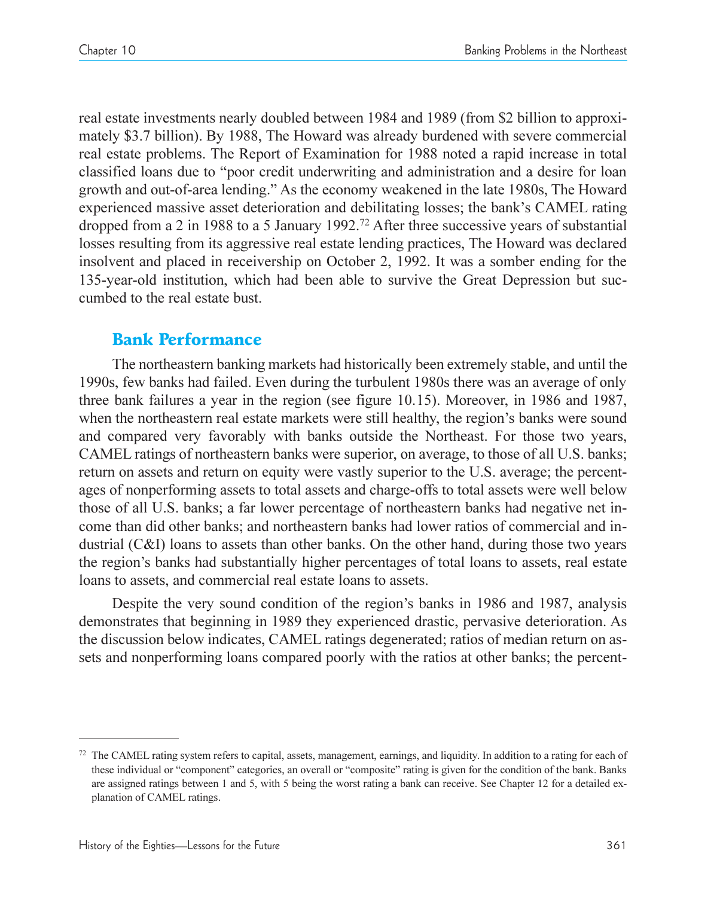real estate investments nearly doubled between 1984 and 1989 (from $2 billion to approximately $3.7 billion). By 1988, The Howard was already burdened with severe commercial real estate problems. The Report of Examination for 1988 noted a rapid increase in total classified loans due to "poor credit underwriting and administration and a desire for loan growth and out-of-area lending." As the economy weakened in the late 1980s, The Howard experienced massive asset deterioration and debilitating losses; the bank's CAMEL rating dropped from a 2 in 1988 to a 5 January 1992.[72] After three successive years of substantial losses resulting from its aggressive real estate lending practices, The Howard was declared insolvent and placed in receivership on October 2, 1992. It was a somber ending for the 135-year-old institution, which had been able to survive the Great Depression but succumbed to the real estate bust.

## Bank Performance

The northeastern banking markets had historically been extremely stable, and until the 1990s, few banks had failed. Even during the turbulent 1980s there was an average of only three bank failures a year in the region (see figure 10.15). Moreover, in 1986 and 1987, when the northeastern real estate markets were still healthy, the region's banks were sound and compared very favorably with banks outside the Northeast. For those two years, CAMEL ratings of northeastern banks were superior, on average, to those of all U.S. banks; return on assets and return on equity were vastly superior to the U.S. average; the percentages of nonperforming assets to total assets and charge-offs to total assets were well below those of all U.S. banks; a far lower percentage of northeastern banks had negative net income than did other banks; and northeastern banks had lower ratios of commercial and industrial (C&I) loans to assets than other banks. On the other hand, during those two years the region's banks had substantially higher percentages of total loans to assets, real estate loans to assets, and commercial real estate loans to assets.

Despite the very sound condition of the region's banks in 1986 and 1987, analysis demonstrates that beginning in 1989 they experienced drastic, pervasive deterioration. As the discussion below indicates, CAMEL ratings degenerated; ratios of median return on assets and nonperforming loans compared poorly with the ratios at other banks; the percent-

---

[72] The CAMEL rating system refers to capital, assets, management, earnings, and liquidity. In addition to a rating for each of these individual or "component" categories, an overall or "composite" rating is given for the condition of the bank. Banks are assigned ratings between 1 and 5, with 5 being the worst rating a bank can receive. See Chapter 12 for a detailed explanation of CAMEL ratings.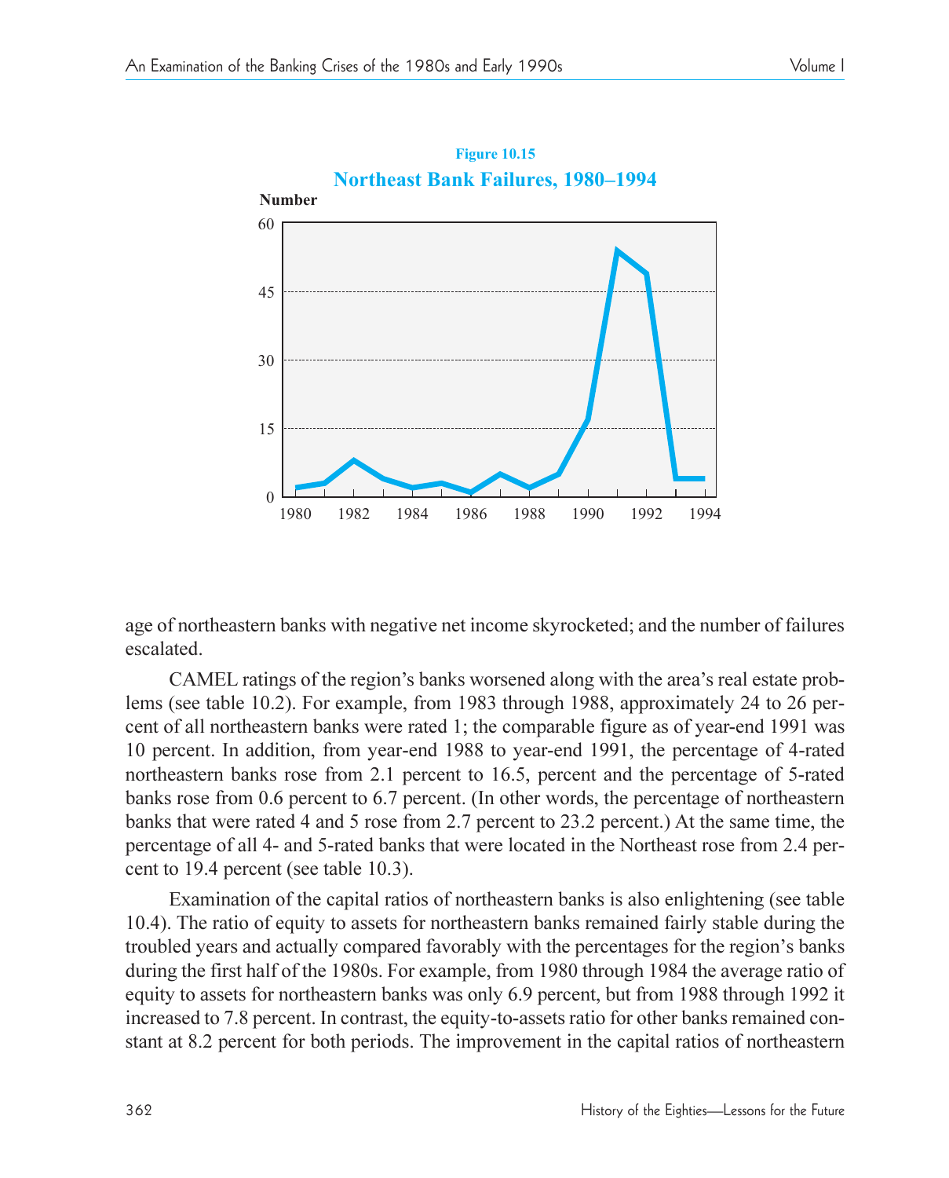**Figure 10.15**

**Northeast Bank Failures, 1980–1994**

age of northeastern banks with negative net income skyrocketed; and the number of failures escalated.

CAMEL ratings of the region's banks worsened along with the area's real estate problems (see table 10.2). For example, from 1983 through 1988, approximately 24 to 26 percent of all northeastern banks were rated 1; the comparable figure as of year-end 1991 was 10 percent. In addition, from year-end 1988 to year-end 1991, the percentage of 4-rated northeastern banks rose from 2.1 percent to 16.5, percent and the percentage of 5-rated banks rose from 0.6 percent to 6.7 percent. (In other words, the percentage of northeastern banks that were rated 4 and 5 rose from 2.7 percent to 23.2 percent.) At the same time, the percentage of all 4- and 5-rated banks that were located in the Northeast rose from 2.4 percent to 19.4 percent (see table 10.3).

Examination of the capital ratios of northeastern banks is also enlightening (see table 10.4). The ratio of equity to assets for northeastern banks remained fairly stable during the troubled years and actually compared favorably with the percentages for the region's banks during the first half of the 1980s. For example, from 1980 through 1984 the average ratio of equity to assets for northeastern banks was only 6.9 percent, but from 1988 through 1992 it increased to 7.8 percent. In contrast, the equity-to-assets ratio for other banks remained constant at 8.2 percent for both periods. The improvement in the capital ratios of northeastern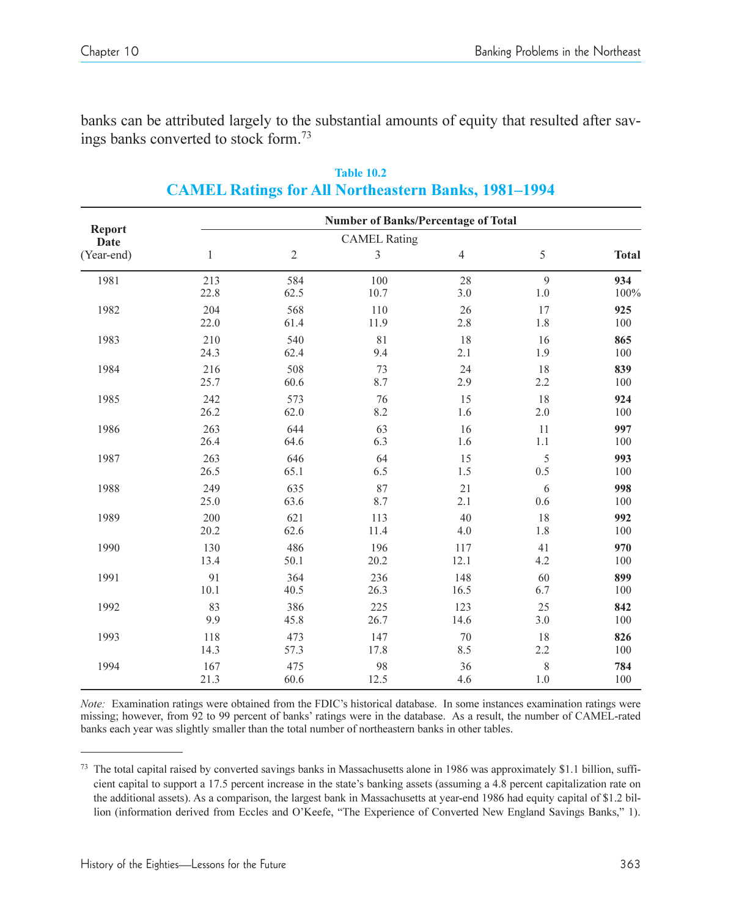banks can be attributed largely to the substantial amounts of equity that resulted after savings banks converted to stock form.[73]

**Table 10.2**

## CAMEL Ratings for All Northeastern Banks, 1981–1994

| Report Date (Year-end) | Number of Banks/Percentage of Total | | | | | |
|---|---|---|---|---|---|---|
| | CAMEL Rating | | | | | |
| | 1 | 2 | 3 | 4 | 5 | **Total** |
| 1981 | 213 | 584 | 100 | 28 | 9 | **934** |
| | 22.8 | 62.5 | 10.7 | 3.0 | 1.0 | 100% |
| 1982 | 204 | 568 | 110 | 26 | 17 | **925** |
| | 22.0 | 61.4 | 11.9 | 2.8 | 1.8 | 100 |
| 1983 | 210 | 540 | 81 | 18 | 16 | **865** |
| | 24.3 | 62.4 | 9.4 | 2.1 | 1.9 | 100 |
| 1984 | 216 | 508 | 73 | 24 | 18 | **839** |
| | 25.7 | 60.6 | 8.7 | 2.9 | 2.2 | 100 |
| 1985 | 242 | 573 | 76 | 15 | 18 | **924** |
| | 26.2 | 62.0 | 8.2 | 1.6 | 2.0 | 100 |
| 1986 | 263 | 644 | 63 | 16 | 11 | **997** |
| | 26.4 | 64.6 | 6.3 | 1.6 | 1.1 | 100 |
| 1987 | 263 | 646 | 64 | 15 | 5 | **993** |
| | 26.5 | 65.1 | 6.5 | 1.5 | 0.5 | 100 |
| 1988 | 249 | 635 | 87 | 21 | 6 | **998** |
| | 25.0 | 63.6 | 8.7 | 2.1 | 0.6 | 100 |
| 1989 | 200 | 621 | 113 | 40 | 18 | **992** |
| | 20.2 | 62.6 | 11.4 | 4.0 | 1.8 | 100 |
| 1990 | 130 | 486 | 196 | 117 | 41 | **970** |
| | 13.4 | 50.1 | 20.2 | 12.1 | 4.2 | 100 |
| 1991 | 91 | 364 | 236 | 148 | 60 | **899** |
| | 10.1 | 40.5 | 26.3 | 16.5 | 6.7 | 100 |
| 1992 | 83 | 386 | 225 | 123 | 25 | **842** |
| | 9.9 | 45.8 | 26.7 | 14.6 | 3.0 | 100 |
| 1993 | 118 | 473 | 147 | 70 | 18 | **826** |
| | 14.3 | 57.3 | 17.8 | 8.5 | 2.2 | 100 |
| 1994 | 167 | 475 | 98 | 36 | 8 | **784** |
| | 21.3 | 60.6 | 12.5 | 4.6 | 1.0 | 100 |

*Note:* Examination ratings were obtained from the FDIC's historical database. In some instances examination ratings were missing; however, from 92 to 99 percent of banks' ratings were in the database. As a result, the number of CAMEL-rated banks each year was slightly smaller than the total number of northeastern banks in other tables.

---

[73] The total capital raised by converted savings banks in Massachusetts alone in 1986 was approximately $1.1 billion, sufficient capital to support a 17.5 percent increase in the state's banking assets (assuming a 4.8 percent capitalization rate on the additional assets). As a comparison, the largest bank in Massachusetts at year-end 1986 had equity capital of $1.2 billion (information derived from Eccles and O'Keefe, "The Experience of Converted New England Savings Banks," 1).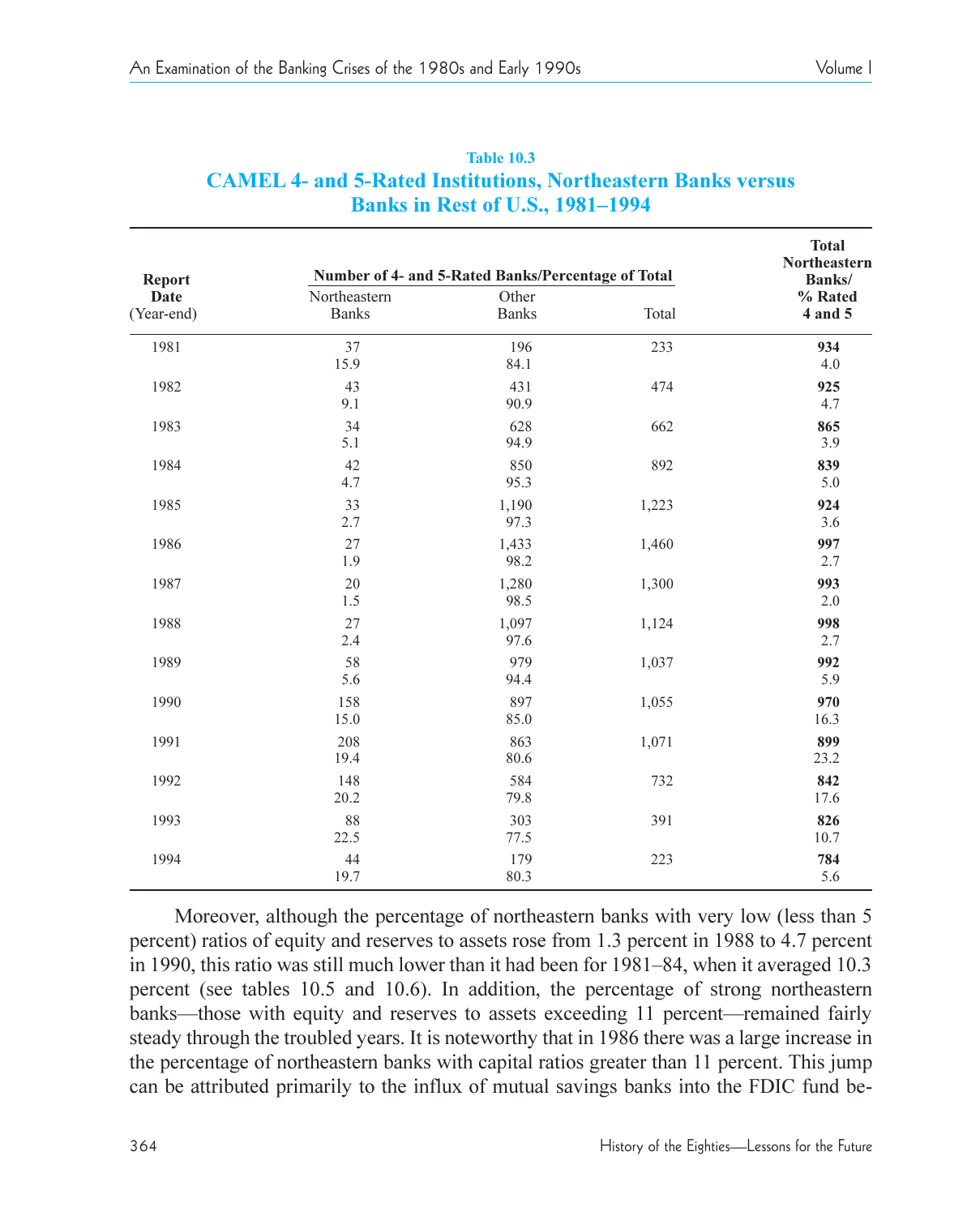**Table 10.3**

## CAMEL 4- and 5-Rated Institutions, Northeastern Banks versus Banks in Rest of U.S., 1981–1994

| Report Date (Year-end) | Number of 4- and 5-Rated Banks/Percentage of Total | | | Total Northeastern Banks/ % Rated 4 and 5 |
|---|---|---|---|---|
| | Northeastern Banks | Other Banks | Total | |
| 1981 | 37<br>15.9 | 196<br>84.1 | 233 | **934**<br>4.0 |
| 1982 | 43<br>9.1 | 431<br>90.9 | 474 | **925**<br>4.7 |
| 1983 | 34<br>5.1 | 628<br>94.9 | 662 | **865**<br>3.9 |
| 1984 | 42<br>4.7 | 850<br>95.3 | 892 | **839**<br>5.0 |
| 1985 | 33<br>2.7 | 1,190<br>97.3 | 1,223 | **924**<br>3.6 |
| 1986 | 27<br>1.9 | 1,433<br>98.2 | 1,460 | **997**<br>2.7 |
| 1987 | 20<br>1.5 | 1,280<br>98.5 | 1,300 | **993**<br>2.0 |
| 1988 | 27<br>2.4 | 1,097<br>97.6 | 1,124 | **998**<br>2.7 |
| 1989 | 58<br>5.6 | 979<br>94.4 | 1,037 | **992**<br>5.9 |
| 1990 | 158<br>15.0 | 897<br>85.0 | 1,055 | **970**<br>16.3 |
| 1991 | 208<br>19.4 | 863<br>80.6 | 1,071 | **899**<br>23.2 |
| 1992 | 148<br>20.2 | 584<br>79.8 | 732 | **842**<br>17.6 |
| 1993 | 88<br>22.5 | 303<br>77.5 | 391 | **826**<br>10.7 |
| 1994 | 44<br>19.7 | 179<br>80.3 | 223 | **784**<br>5.6 |

Moreover, although the percentage of northeastern banks with very low (less than 5 percent) ratios of equity and reserves to assets rose from 1.3 percent in 1988 to 4.7 percent in 1990, this ratio was still much lower than it had been for 1981–84, when it averaged 10.3 percent (see tables 10.5 and 10.6). In addition, the percentage of strong northeastern banks—those with equity and reserves to assets exceeding 11 percent—remained fairly steady through the troubled years. It is noteworthy that in 1986 there was a large increase in the percentage of northeastern banks with capital ratios greater than 11 percent. This jump can be attributed primarily to the influx of mutual savings banks into the FDIC fund be-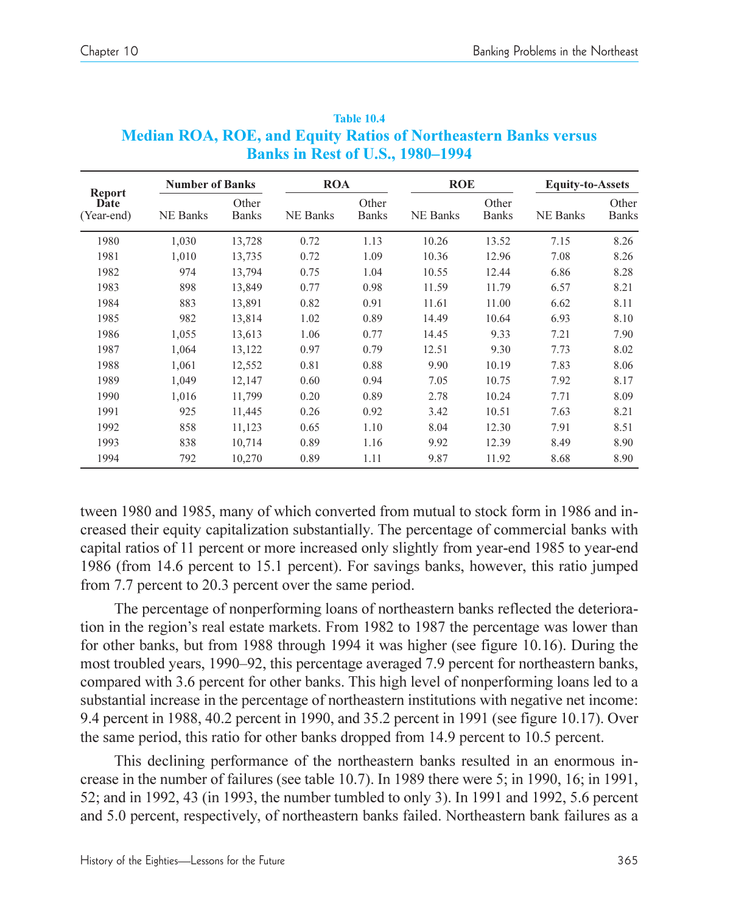**Table 10.4**

**Median ROA, ROE, and Equity Ratios of Northeastern Banks versus Banks in Rest of U.S., 1980–1994**

| Report Date (Year-end) | Number of Banks | | ROA | | ROE | | Equity-to-Assets | |
|---|---|---|---|---|---|---|---|---|
| | NE Banks | Other Banks | NE Banks | Other Banks | NE Banks | Other Banks | NE Banks | Other Banks |
| 1980 | 1,030 | 13,728 | 0.72 | 1.13 | 10.26 | 13.52 | 7.15 | 8.26 |
| 1981 | 1,010 | 13,735 | 0.72 | 1.09 | 10.36 | 12.96 | 7.08 | 8.26 |
| 1982 | 974 | 13,794 | 0.75 | 1.04 | 10.55 | 12.44 | 6.86 | 8.28 |
| 1983 | 898 | 13,849 | 0.77 | 0.98 | 11.59 | 11.79 | 6.57 | 8.21 |
| 1984 | 883 | 13,891 | 0.82 | 0.91 | 11.61 | 11.00 | 6.62 | 8.11 |
| 1985 | 982 | 13,814 | 1.02 | 0.89 | 14.49 | 10.64 | 6.93 | 8.10 |
| 1986 | 1,055 | 13,613 | 1.06 | 0.77 | 14.45 | 9.33 | 7.21 | 7.90 |
| 1987 | 1,064 | 13,122 | 0.97 | 0.79 | 12.51 | 9.30 | 7.73 | 8.02 |
| 1988 | 1,061 | 12,552 | 0.81 | 0.88 | 9.90 | 10.19 | 7.83 | 8.06 |
| 1989 | 1,049 | 12,147 | 0.60 | 0.94 | 7.05 | 10.75 | 7.92 | 8.17 |
| 1990 | 1,016 | 11,799 | 0.20 | 0.89 | 2.78 | 10.24 | 7.71 | 8.09 |
| 1991 | 925 | 11,445 | 0.26 | 0.92 | 3.42 | 10.51 | 7.63 | 8.21 |
| 1992 | 858 | 11,123 | 0.65 | 1.10 | 8.04 | 12.30 | 7.91 | 8.51 |
| 1993 | 838 | 10,714 | 0.89 | 1.16 | 9.92 | 12.39 | 8.49 | 8.90 |
| 1994 | 792 | 10,270 | 0.89 | 1.11 | 9.87 | 11.92 | 8.68 | 8.90 |

tween 1980 and 1985, many of which converted from mutual to stock form in 1986 and increased their equity capitalization substantially. The percentage of commercial banks with capital ratios of 11 percent or more increased only slightly from year-end 1985 to year-end 1986 (from 14.6 percent to 15.1 percent). For savings banks, however, this ratio jumped from 7.7 percent to 20.3 percent over the same period.

The percentage of nonperforming loans of northeastern banks reflected the deterioration in the region's real estate markets. From 1982 to 1987 the percentage was lower than for other banks, but from 1988 through 1994 it was higher (see figure 10.16). During the most troubled years, 1990–92, this percentage averaged 7.9 percent for northeastern banks, compared with 3.6 percent for other banks. This high level of nonperforming loans led to a substantial increase in the percentage of northeastern institutions with negative net income: 9.4 percent in 1988, 40.2 percent in 1990, and 35.2 percent in 1991 (see figure 10.17). Over the same period, this ratio for other banks dropped from 14.9 percent to 10.5 percent.

This declining performance of the northeastern banks resulted in an enormous increase in the number of failures (see table 10.7). In 1989 there were 5; in 1990, 16; in 1991, 52; and in 1992, 43 (in 1993, the number tumbled to only 3). In 1991 and 1992, 5.6 percent and 5.0 percent, respectively, of northeastern banks failed. Northeastern bank failures as a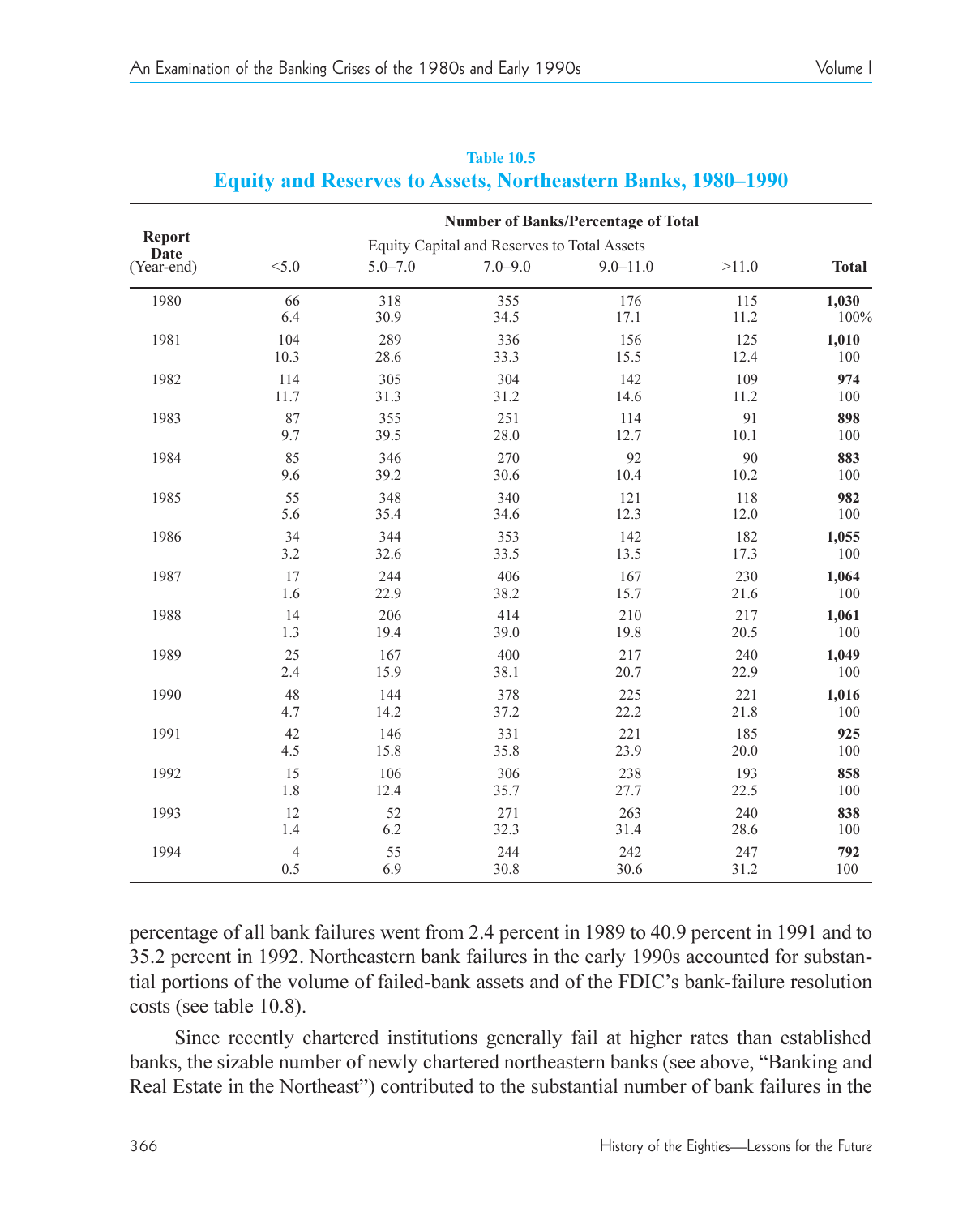**Table 10.5**

## Equity and Reserves to Assets, Northeastern Banks, 1980–1990

| Report Date (Year-end) | Number of Banks/Percentage of Total | | | | | |
|---|---|---|---|---|---|---|
| | Equity Capital and Reserves to Total Assets | | | | | |
| | <5.0 | 5.0–7.0 | 7.0–9.0 | 9.0–11.0 | >11.0 | **Total** |
| 1980 | 66<br>6.4 | 318<br>30.9 | 355<br>34.5 | 176<br>17.1 | 115<br>11.2 | **1,030**<br>100% |
| 1981 | 104<br>10.3 | 289<br>28.6 | 336<br>33.3 | 156<br>15.5 | 125<br>12.4 | **1,010**<br>100 |
| 1982 | 114<br>11.7 | 305<br>31.3 | 304<br>31.2 | 142<br>14.6 | 109<br>11.2 | **974**<br>100 |
| 1983 | 87<br>9.7 | 355<br>39.5 | 251<br>28.0 | 114<br>12.7 | 91<br>10.1 | **898**<br>100 |
| 1984 | 85<br>9.6 | 346<br>39.2 | 270<br>30.6 | 92<br>10.4 | 90<br>10.2 | **883**<br>100 |
| 1985 | 55<br>5.6 | 348<br>35.4 | 340<br>34.6 | 121<br>12.3 | 118<br>12.0 | **982**<br>100 |
| 1986 | 34<br>3.2 | 344<br>32.6 | 353<br>33.5 | 142<br>13.5 | 182<br>17.3 | **1,055**<br>100 |
| 1987 | 17<br>1.6 | 244<br>22.9 | 406<br>38.2 | 167<br>15.7 | 230<br>21.6 | **1,064**<br>100 |
| 1988 | 14<br>1.3 | 206<br>19.4 | 414<br>39.0 | 210<br>19.8 | 217<br>20.5 | **1,061**<br>100 |
| 1989 | 25<br>2.4 | 167<br>15.9 | 400<br>38.1 | 217<br>20.7 | 240<br>22.9 | **1,049**<br>100 |
| 1990 | 48<br>4.7 | 144<br>14.2 | 378<br>37.2 | 225<br>22.2 | 221<br>21.8 | **1,016**<br>100 |
| 1991 | 42<br>4.5 | 146<br>15.8 | 331<br>35.8 | 221<br>23.9 | 185<br>20.0 | **925**<br>100 |
| 1992 | 15<br>1.8 | 106<br>12.4 | 306<br>35.7 | 238<br>27.7 | 193<br>22.5 | **858**<br>100 |
| 1993 | 12<br>1.4 | 52<br>6.2 | 271<br>32.3 | 263<br>31.4 | 240<br>28.6 | **838**<br>100 |
| 1994 | 4<br>0.5 | 55<br>6.9 | 244<br>30.8 | 242<br>30.6 | 247<br>31.2 | **792**<br>100 |

percentage of all bank failures went from 2.4 percent in 1989 to 40.9 percent in 1991 and to 35.2 percent in 1992. Northeastern bank failures in the early 1990s accounted for substantial portions of the volume of failed-bank assets and of the FDIC's bank-failure resolution costs (see table 10.8).

Since recently chartered institutions generally fail at higher rates than established banks, the sizable number of newly chartered northeastern banks (see above, "Banking and Real Estate in the Northeast") contributed to the substantial number of bank failures in the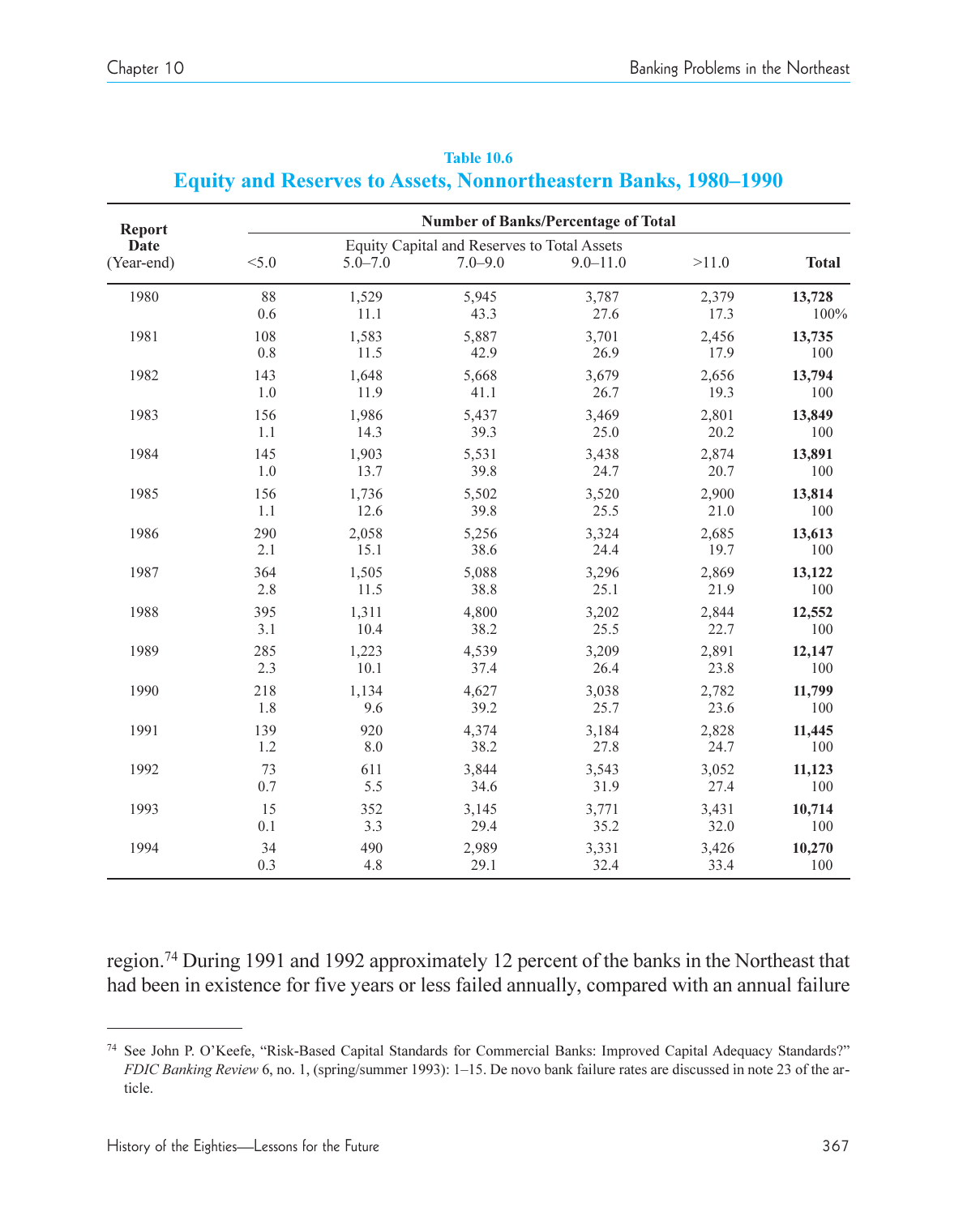**Table 10.6**

## Equity and Reserves to Assets, Nonnortheastern Banks, 1980–1990

| Report Date (Year-end) | Number of Banks/Percentage of Total | | | | | |
|---|---|---|---|---|---|---|
| | Equity Capital and Reserves to Total Assets | | | | | |
| | <5.0 | 5.0–7.0 | 7.0–9.0 | 9.0–11.0 | >11.0 | **Total** |
| 1980 | 88 | 1,529 | 5,945 | 3,787 | 2,379 | **13,728** |
| | 0.6 | 11.1 | 43.3 | 27.6 | 17.3 | 100% |
| 1981 | 108 | 1,583 | 5,887 | 3,701 | 2,456 | **13,735** |
| | 0.8 | 11.5 | 42.9 | 26.9 | 17.9 | 100 |
| 1982 | 143 | 1,648 | 5,668 | 3,679 | 2,656 | **13,794** |
| | 1.0 | 11.9 | 41.1 | 26.7 | 19.3 | 100 |
| 1983 | 156 | 1,986 | 5,437 | 3,469 | 2,801 | **13,849** |
| | 1.1 | 14.3 | 39.3 | 25.0 | 20.2 | 100 |
| 1984 | 145 | 1,903 | 5,531 | 3,438 | 2,874 | **13,891** |
| | 1.0 | 13.7 | 39.8 | 24.7 | 20.7 | 100 |
| 1985 | 156 | 1,736 | 5,502 | 3,520 | 2,900 | **13,814** |
| | 1.1 | 12.6 | 39.8 | 25.5 | 21.0 | 100 |
| 1986 | 290 | 2,058 | 5,256 | 3,324 | 2,685 | **13,613** |
| | 2.1 | 15.1 | 38.6 | 24.4 | 19.7 | 100 |
| 1987 | 364 | 1,505 | 5,088 | 3,296 | 2,869 | **13,122** |
| | 2.8 | 11.5 | 38.8 | 25.1 | 21.9 | 100 |
| 1988 | 395 | 1,311 | 4,800 | 3,202 | 2,844 | **12,552** |
| | 3.1 | 10.4 | 38.2 | 25.5 | 22.7 | 100 |
| 1989 | 285 | 1,223 | 4,539 | 3,209 | 2,891 | **12,147** |
| | 2.3 | 10.1 | 37.4 | 26.4 | 23.8 | 100 |
| 1990 | 218 | 1,134 | 4,627 | 3,038 | 2,782 | **11,799** |
| | 1.8 | 9.6 | 39.2 | 25.7 | 23.6 | 100 |
| 1991 | 139 | 920 | 4,374 | 3,184 | 2,828 | **11,445** |
| | 1.2 | 8.0 | 38.2 | 27.8 | 24.7 | 100 |
| 1992 | 73 | 611 | 3,844 | 3,543 | 3,052 | **11,123** |
| | 0.7 | 5.5 | 34.6 | 31.9 | 27.4 | 100 |
| 1993 | 15 | 352 | 3,145 | 3,771 | 3,431 | **10,714** |
| | 0.1 | 3.3 | 29.4 | 35.2 | 32.0 | 100 |
| 1994 | 34 | 490 | 2,989 | 3,331 | 3,426 | **10,270** |
| | 0.3 | 4.8 | 29.1 | 32.4 | 33.4 | 100 |

region.[74] During 1991 and 1992 approximately 12 percent of the banks in the Northeast that had been in existence for five years or less failed annually, compared with an annual failure

---

[74] See John P. O'Keefe, "Risk-Based Capital Standards for Commercial Banks: Improved Capital Adequacy Standards?" *FDIC Banking Review* 6, no. 1, (spring/summer 1993): 1–15. De novo bank failure rates are discussed in note 23 of the article.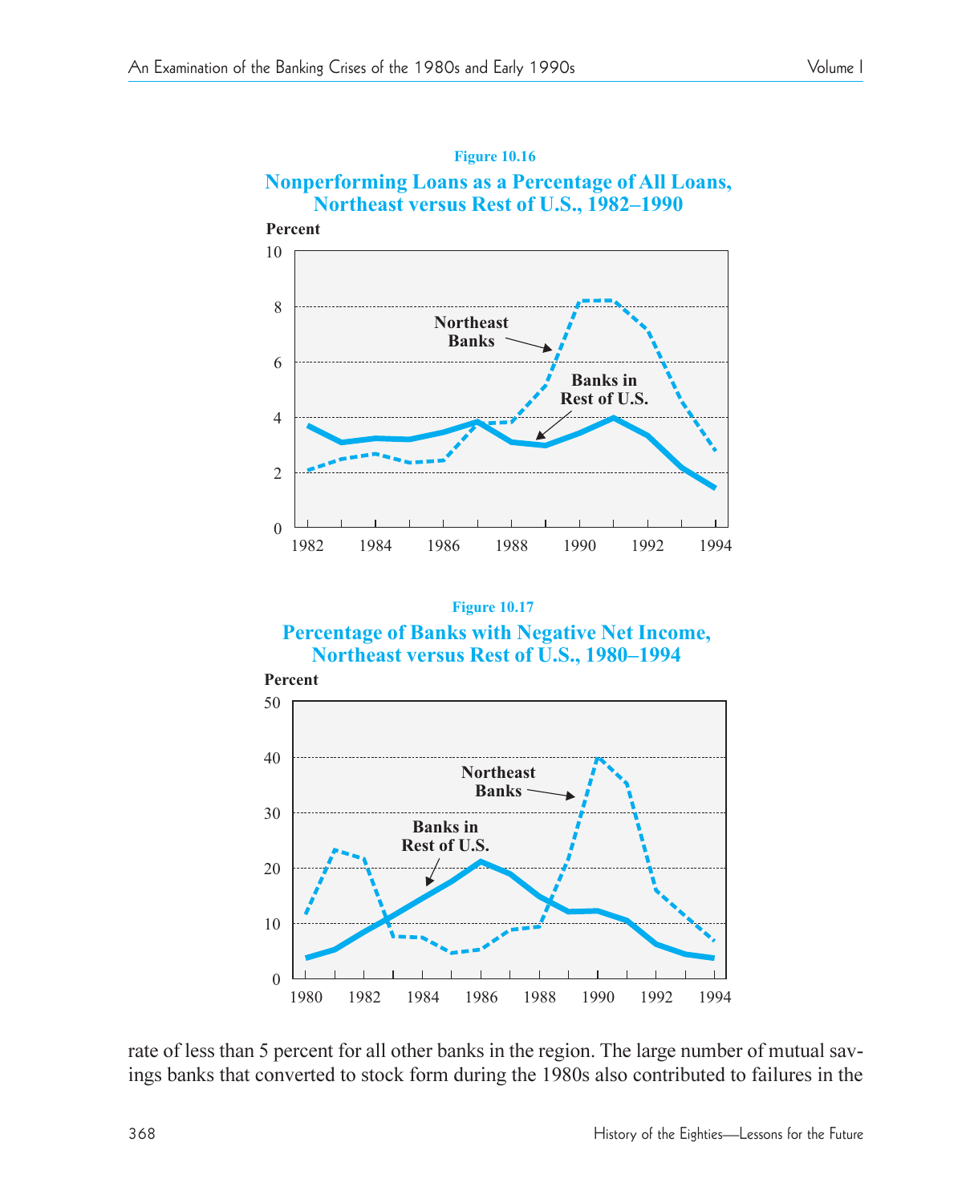**Figure 10.16**

**Nonperforming Loans as a Percentage of All Loans, Northeast versus Rest of U.S., 1982–1990**

**Figure 10.17**

**Percentage of Banks with Negative Net Income, Northeast versus Rest of U.S., 1980–1994**

rate of less than 5 percent for all other banks in the region. The large number of mutual savings banks that converted to stock form during the 1980s also contributed to failures in the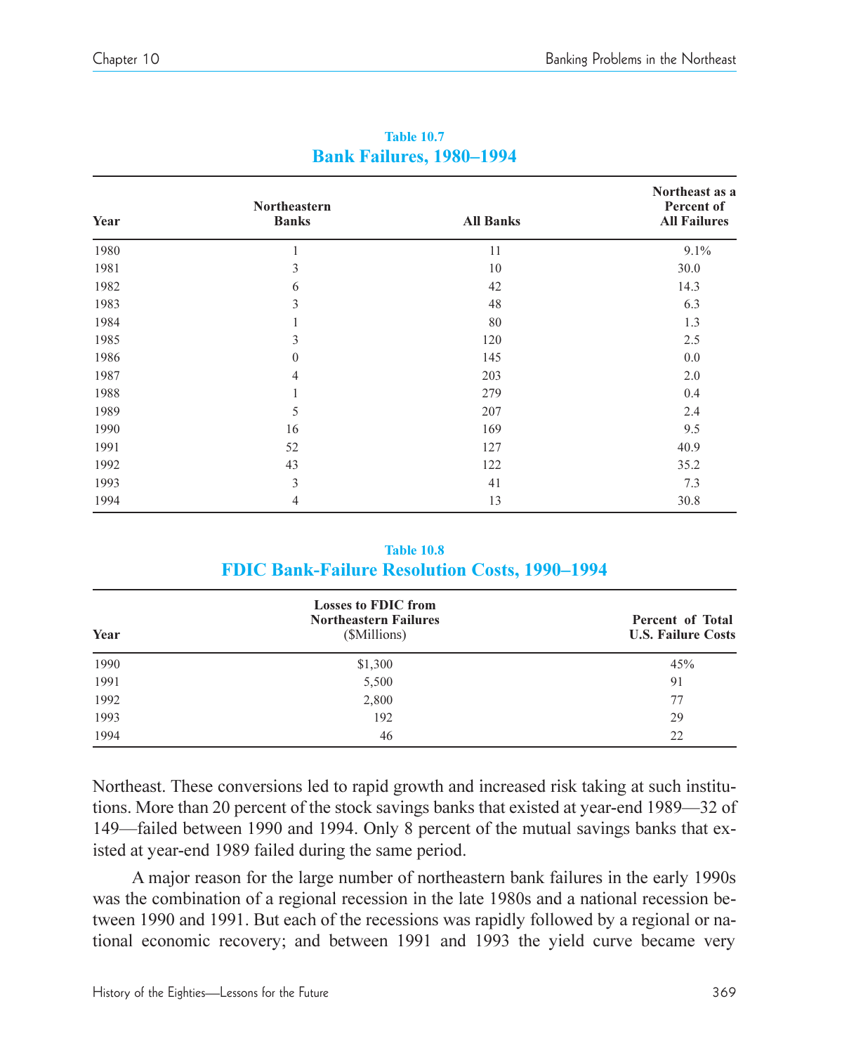**Table 10.7**
**Bank Failures, 1980–1994**

| Year | Northeastern Banks | All Banks | Northeast as a Percent of All Failures |
|---|---|---|---|
| 1980 | 1 | 11 | 9.1% |
| 1981 | 3 | 10 | 30.0 |
| 1982 | 6 | 42 | 14.3 |
| 1983 | 3 | 48 | 6.3 |
| 1984 | 1 | 80 | 1.3 |
| 1985 | 3 | 120 | 2.5 |
| 1986 | 0 | 145 | 0.0 |
| 1987 | 4 | 203 | 2.0 |
| 1988 | 1 | 279 | 0.4 |
| 1989 | 5 | 207 | 2.4 |
| 1990 | 16 | 169 | 9.5 |
| 1991 | 52 | 127 | 40.9 |
| 1992 | 43 | 122 | 35.2 |
| 1993 | 3 | 41 | 7.3 |
| 1994 | 4 | 13 | 30.8 |

**Table 10.8**
**FDIC Bank-Failure Resolution Costs, 1990–1994**

| Year | Losses to FDIC from Northeastern Failures ($Millions) | Percent of Total U.S. Failure Costs |
|---|---|---|
| 1990 | $1,300 | 45% |
| 1991 | 5,500 | 91 |
| 1992 | 2,800 | 77 |
| 1993 | 192 | 29 |
| 1994 | 46 | 22 |

Northeast. These conversions led to rapid growth and increased risk taking at such institutions. More than 20 percent of the stock savings banks that existed at year-end 1989—32 of 149—failed between 1990 and 1994. Only 8 percent of the mutual savings banks that existed at year-end 1989 failed during the same period.

A major reason for the large number of northeastern bank failures in the early 1990s was the combination of a regional recession in the late 1980s and a national recession between 1990 and 1991. But each of the recessions was rapidly followed by a regional or national economic recovery; and between 1991 and 1993 the yield curve became very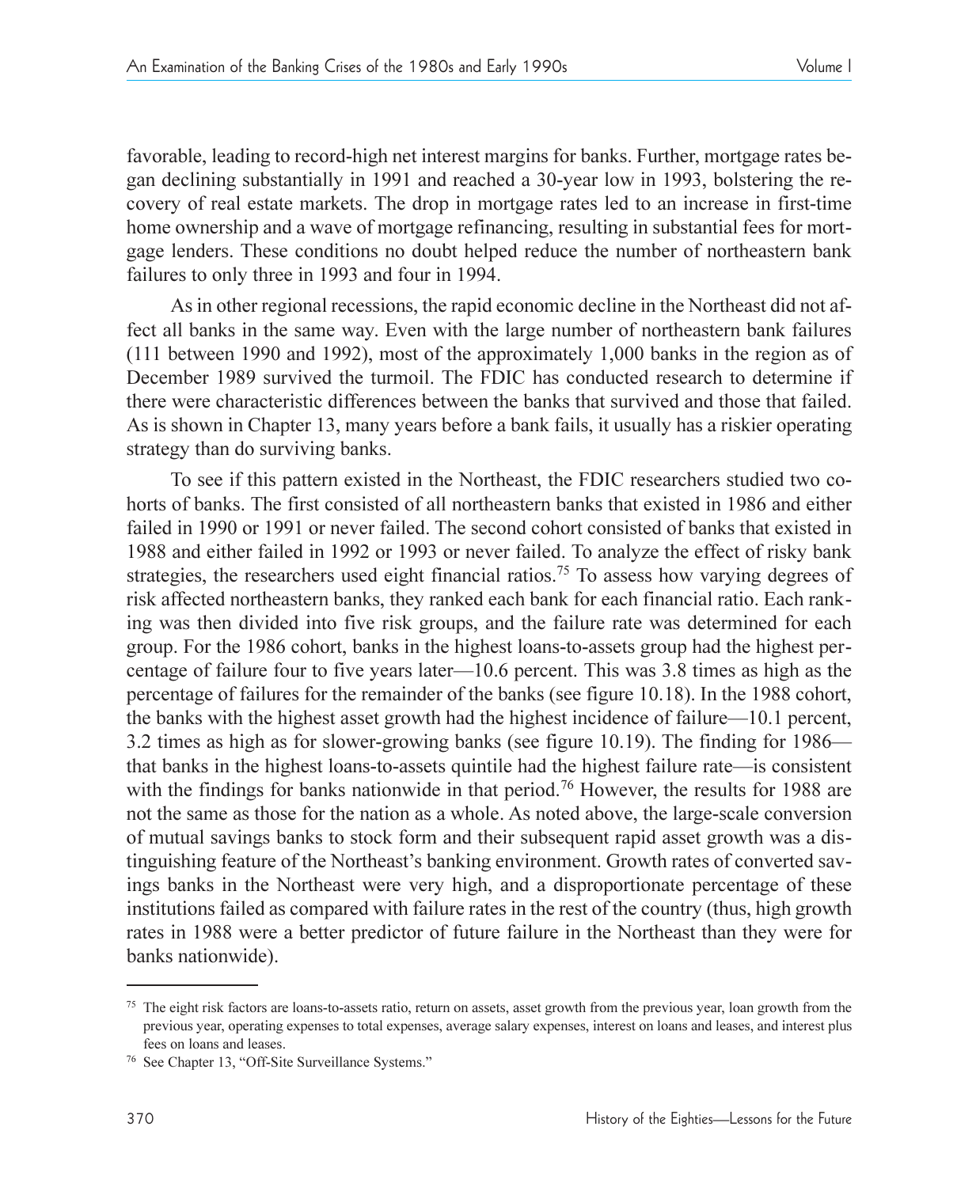favorable, leading to record-high net interest margins for banks. Further, mortgage rates began declining substantially in 1991 and reached a 30-year low in 1993, bolstering the recovery of real estate markets. The drop in mortgage rates led to an increase in first-time home ownership and a wave of mortgage refinancing, resulting in substantial fees for mortgage lenders. These conditions no doubt helped reduce the number of northeastern bank failures to only three in 1993 and four in 1994.

As in other regional recessions, the rapid economic decline in the Northeast did not affect all banks in the same way. Even with the large number of northeastern bank failures (111 between 1990 and 1992), most of the approximately 1,000 banks in the region as of December 1989 survived the turmoil. The FDIC has conducted research to determine if there were characteristic differences between the banks that survived and those that failed. As is shown in Chapter 13, many years before a bank fails, it usually has a riskier operating strategy than do surviving banks.

To see if this pattern existed in the Northeast, the FDIC researchers studied two cohorts of banks. The first consisted of all northeastern banks that existed in 1986 and either failed in 1990 or 1991 or never failed. The second cohort consisted of banks that existed in 1988 and either failed in 1992 or 1993 or never failed. To analyze the effect of risky bank strategies, the researchers used eight financial ratios.[75] To assess how varying degrees of risk affected northeastern banks, they ranked each bank for each financial ratio. Each ranking was then divided into five risk groups, and the failure rate was determined for each group. For the 1986 cohort, banks in the highest loans-to-assets group had the highest percentage of failure four to five years later—10.6 percent. This was 3.8 times as high as the percentage of failures for the remainder of the banks (see figure 10.18). In the 1988 cohort, the banks with the highest asset growth had the highest incidence of failure—10.1 percent, 3.2 times as high as for slower-growing banks (see figure 10.19). The finding for 1986—that banks in the highest loans-to-assets quintile had the highest failure rate—is consistent with the findings for banks nationwide in that period.[76] However, the results for 1988 are not the same as those for the nation as a whole. As noted above, the large-scale conversion of mutual savings banks to stock form and their subsequent rapid asset growth was a distinguishing feature of the Northeast's banking environment. Growth rates of converted savings banks in the Northeast were very high, and a disproportionate percentage of these institutions failed as compared with failure rates in the rest of the country (thus, high growth rates in 1988 were a better predictor of future failure in the Northeast than they were for banks nationwide).

---

[75] The eight risk factors are loans-to-assets ratio, return on assets, asset growth from the previous year, loan growth from the previous year, operating expenses to total expenses, average salary expenses, interest on loans and leases, and interest plus fees on loans and leases.

[76] See Chapter 13, "Off-Site Surveillance Systems."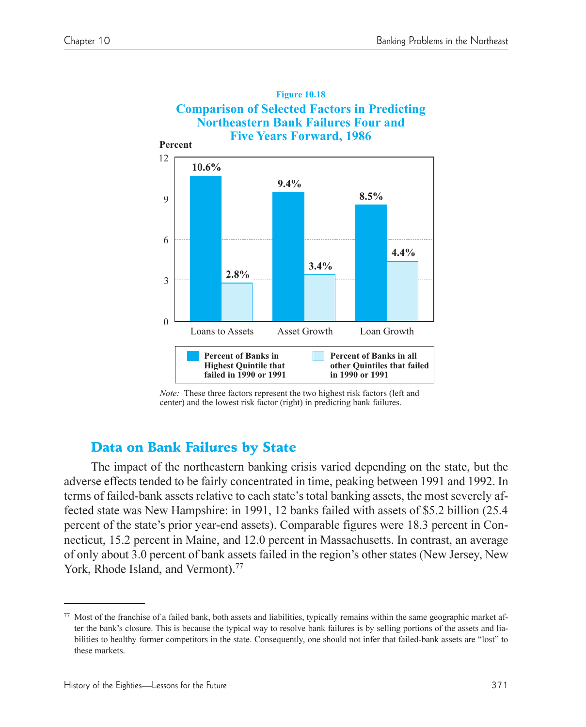**Figure 10.18**

**Comparison of Selected Factors in Predicting Northeastern Bank Failures Four and Five Years Forward, 1986**

| | Loans to Assets | Asset Growth | Loan Growth |
|---|---|---|---|
| Percent of Banks in Highest Quintile that failed in 1990 or 1991 | 10.6% | 9.4% | 8.5% |
| Percent of Banks in all other Quintiles that failed in 1990 or 1991 | 2.8% | 3.4% | 4.4% |

*Note:* These three factors represent the two highest risk factors (left and center) and the lowest risk factor (right) in predicting bank failures.

## Data on Bank Failures by State

The impact of the northeastern banking crisis varied depending on the state, but the adverse effects tended to be fairly concentrated in time, peaking between 1991 and 1992. In terms of failed-bank assets relative to each state's total banking assets, the most severely affected state was New Hampshire: in 1991, 12 banks failed with assets of $5.2 billion (25.4 percent of the state's prior year-end assets). Comparable figures were 18.3 percent in Connecticut, 15.2 percent in Maine, and 12.0 percent in Massachusetts. In contrast, an average of only about 3.0 percent of bank assets failed in the region's other states (New Jersey, New York, Rhode Island, and Vermont).[77]

---

[77] Most of the franchise of a failed bank, both assets and liabilities, typically remains within the same geographic market after the bank's closure. This is because the typical way to resolve bank failures is by selling portions of the assets and liabilities to healthy former competitors in the state. Consequently, one should not infer that failed-bank assets are "lost" to these markets.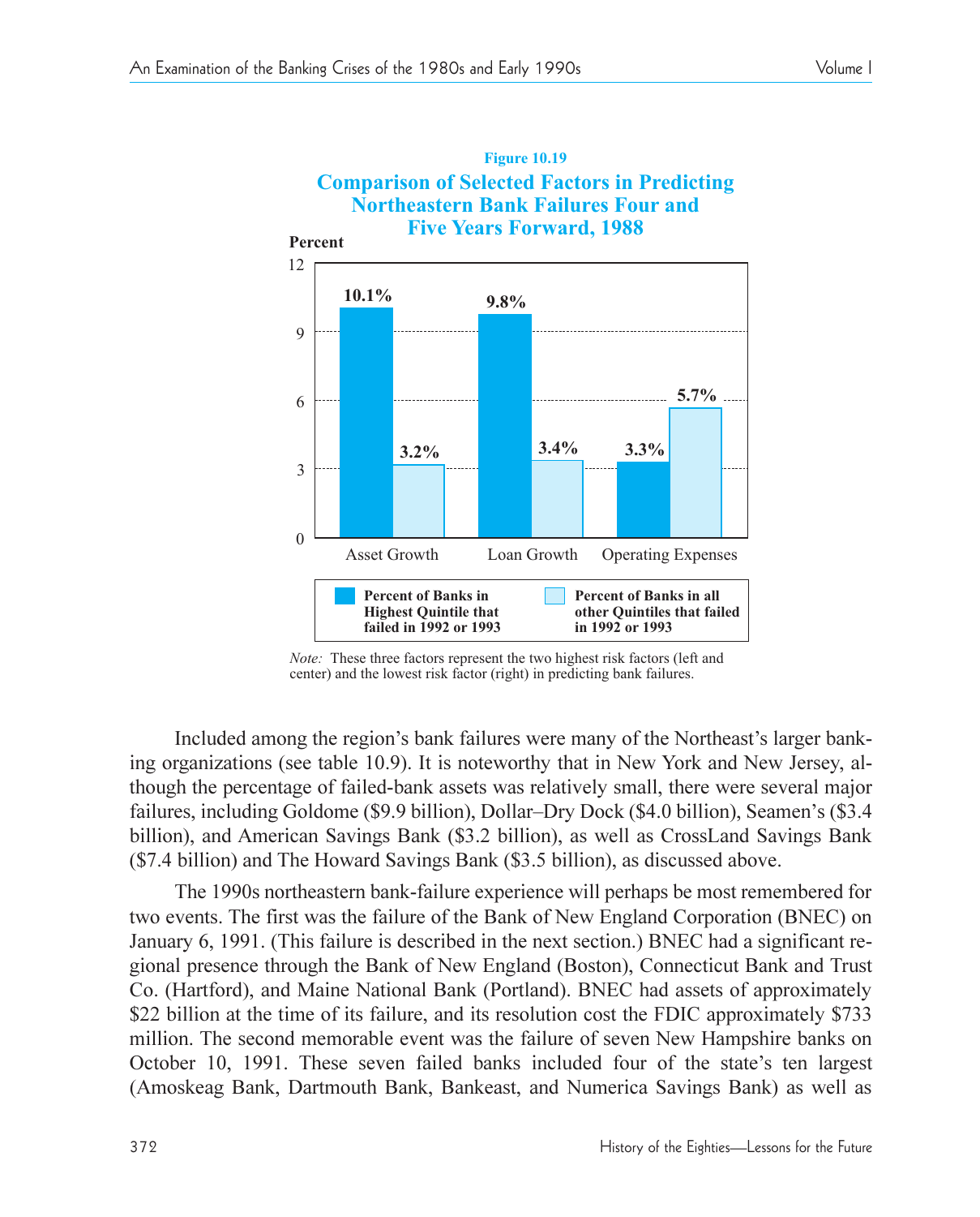**Figure 10.19**

**Comparison of Selected Factors in Predicting Northeastern Bank Failures Four and Five Years Forward, 1988**

| | Percent of Banks in Highest Quintile that failed in 1992 or 1993 | Percent of Banks in all other Quintiles that failed in 1992 or 1993 |
|---|---|---|
| Asset Growth | 10.1% | 3.2% |
| Loan Growth | 9.8% | 3.4% |
| Operating Expenses | 3.3% | 5.7% |

*Note:* These three factors represent the two highest risk factors (left and center) and the lowest risk factor (right) in predicting bank failures.

Included among the region's bank failures were many of the Northeast's larger banking organizations (see table 10.9). It is noteworthy that in New York and New Jersey, although the percentage of failed-bank assets was relatively small, there were several major failures, including Goldome ($9.9 billion), Dollar–Dry Dock ($4.0 billion), Seamen's ($3.4 billion), and American Savings Bank ($3.2 billion), as well as CrossLand Savings Bank ($7.4 billion) and The Howard Savings Bank ($3.5 billion), as discussed above.

The 1990s northeastern bank-failure experience will perhaps be most remembered for two events. The first was the failure of the Bank of New England Corporation (BNEC) on January 6, 1991. (This failure is described in the next section.) BNEC had a significant regional presence through the Bank of New England (Boston), Connecticut Bank and Trust Co. (Hartford), and Maine National Bank (Portland). BNEC had assets of approximately $22 billion at the time of its failure, and its resolution cost the FDIC approximately $733 million. The second memorable event was the failure of seven New Hampshire banks on October 10, 1991. These seven failed banks included four of the state's ten largest (Amoskeag Bank, Dartmouth Bank, Bankeast, and Numerica Savings Bank) as well as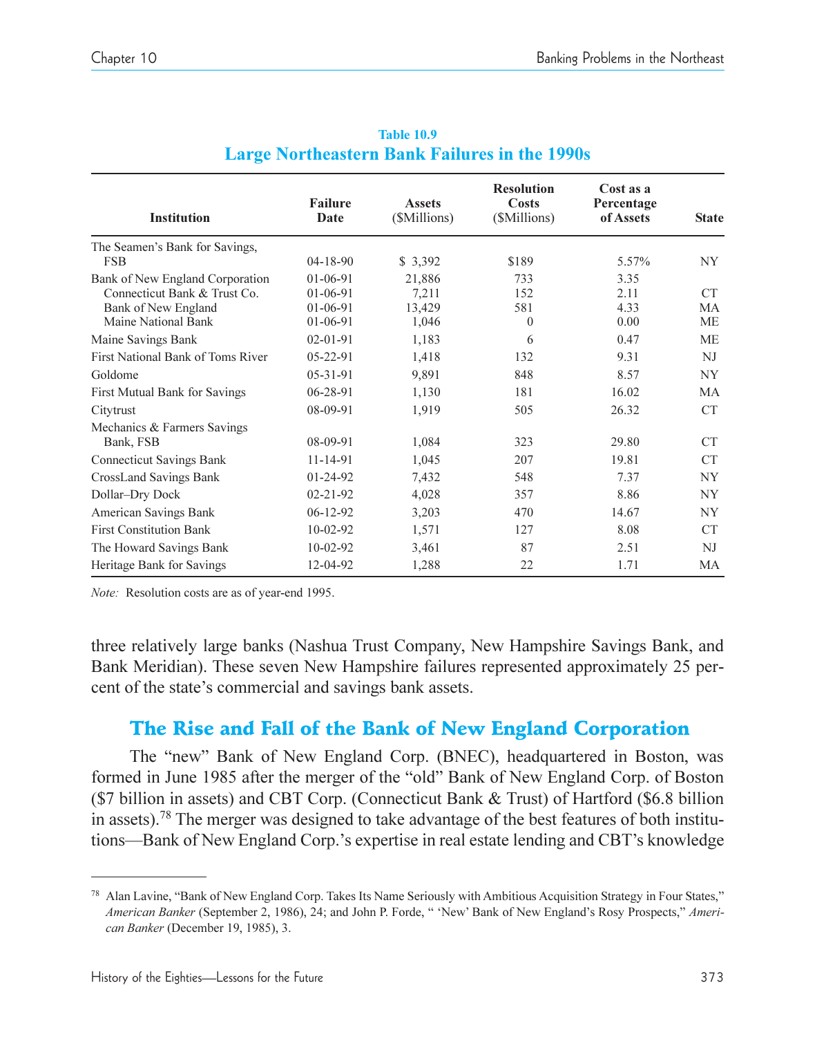**Table 10.9**

## Large Northeastern Bank Failures in the 1990s

| Institution | Failure Date | Assets ($Millions) | Resolution Costs ($Millions) | Cost as a Percentage of Assets | State |
|---|---|---|---|---|---|
| The Seamen's Bank for Savings, FSB | 04-18-90 | $ 3,392 | $189 | 5.57% | NY |
| Bank of New England Corporation | 01-06-91 | 21,886 | 733 | 3.35 | |
| Connecticut Bank & Trust Co. | 01-06-91 | 7,211 | 152 | 2.11 | CT |
| Bank of New England | 01-06-91 | 13,429 | 581 | 4.33 | MA |
| Maine National Bank | 01-06-91 | 1,046 | 0 | 0.00 | ME |
| Maine Savings Bank | 02-01-91 | 1,183 | 6 | 0.47 | ME |
| First National Bank of Toms River | 05-22-91 | 1,418 | 132 | 9.31 | NJ |
| Goldome | 05-31-91 | 9,891 | 848 | 8.57 | NY |
| First Mutual Bank for Savings | 06-28-91 | 1,130 | 181 | 16.02 | MA |
| Citytrust | 08-09-91 | 1,919 | 505 | 26.32 | CT |
| Mechanics & Farmers Savings Bank, FSB | 08-09-91 | 1,084 | 323 | 29.80 | CT |
| Connecticut Savings Bank | 11-14-91 | 1,045 | 207 | 19.81 | CT |
| CrossLand Savings Bank | 01-24-92 | 7,432 | 548 | 7.37 | NY |
| Dollar–Dry Dock | 02-21-92 | 4,028 | 357 | 8.86 | NY |
| American Savings Bank | 06-12-92 | 3,203 | 470 | 14.67 | NY |
| First Constitution Bank | 10-02-92 | 1,571 | 127 | 8.08 | CT |
| The Howard Savings Bank | 10-02-92 | 3,461 | 87 | 2.51 | NJ |
| Heritage Bank for Savings | 12-04-92 | 1,288 | 22 | 1.71 | MA |

*Note:* Resolution costs are as of year-end 1995.

three relatively large banks (Nashua Trust Company, New Hampshire Savings Bank, and Bank Meridian). These seven New Hampshire failures represented approximately 25 percent of the state's commercial and savings bank assets.

## The Rise and Fall of the Bank of New England Corporation

The "new" Bank of New England Corp. (BNEC), headquartered in Boston, was formed in June 1985 after the merger of the "old" Bank of New England Corp. of Boston ($7 billion in assets) and CBT Corp. (Connecticut Bank & Trust) of Hartford ($6.8 billion in assets).[78] The merger was designed to take advantage of the best features of both institutions—Bank of New England Corp.'s expertise in real estate lending and CBT's knowledge

---

[78] Alan Lavine, "Bank of New England Corp. Takes Its Name Seriously with Ambitious Acquisition Strategy in Four States," *American Banker* (September 2, 1986), 24; and John P. Forde, " 'New' Bank of New England's Rosy Prospects," *American Banker* (December 19, 1985), 3.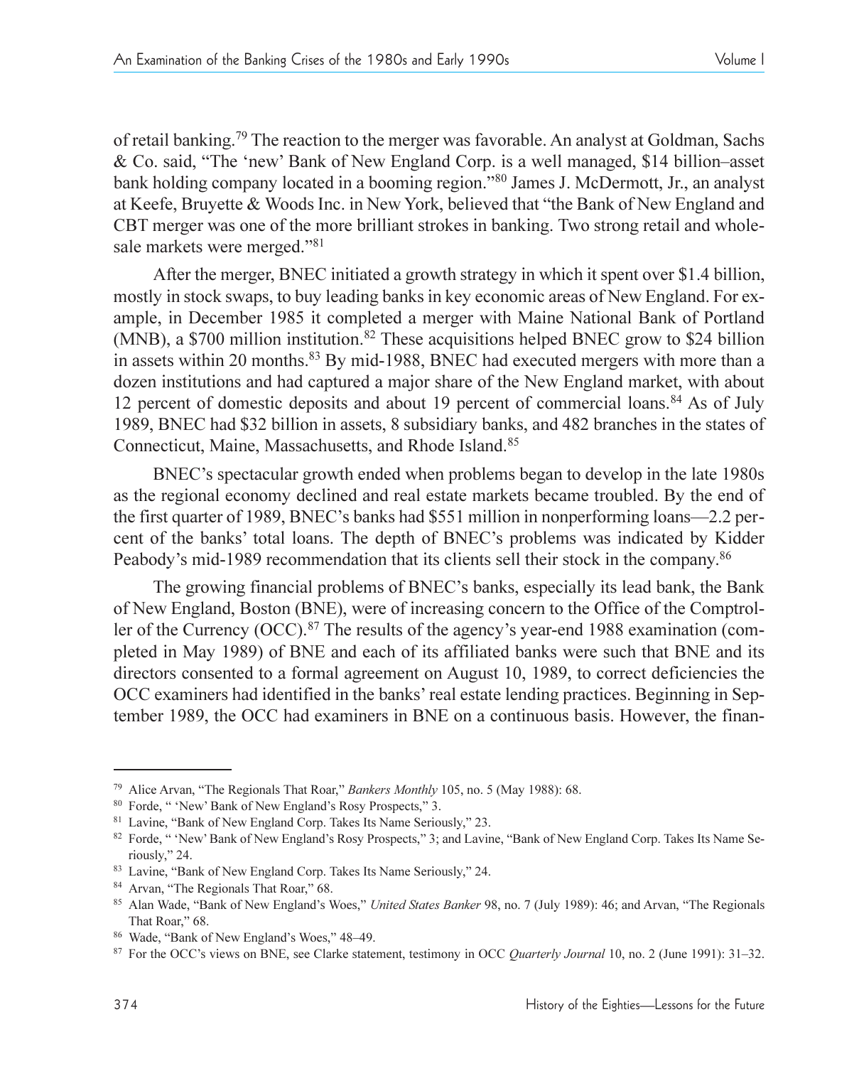of retail banking.[79] The reaction to the merger was favorable. An analyst at Goldman, Sachs & Co. said, "The 'new' Bank of New England Corp. is a well managed, $14 billion–asset bank holding company located in a booming region."[80] James J. McDermott, Jr., an analyst at Keefe, Bruyette & Woods Inc. in New York, believed that "the Bank of New England and CBT merger was one of the more brilliant strokes in banking. Two strong retail and wholesale markets were merged."[81]

After the merger, BNEC initiated a growth strategy in which it spent over $1.4 billion, mostly in stock swaps, to buy leading banks in key economic areas of New England. For example, in December 1985 it completed a merger with Maine National Bank of Portland (MNB), a $700 million institution.[82] These acquisitions helped BNEC grow to $24 billion in assets within 20 months.[83] By mid-1988, BNEC had executed mergers with more than a dozen institutions and had captured a major share of the New England market, with about 12 percent of domestic deposits and about 19 percent of commercial loans.[84] As of July 1989, BNEC had $32 billion in assets, 8 subsidiary banks, and 482 branches in the states of Connecticut, Maine, Massachusetts, and Rhode Island.[85]

BNEC's spectacular growth ended when problems began to develop in the late 1980s as the regional economy declined and real estate markets became troubled. By the end of the first quarter of 1989, BNEC's banks had $551 million in nonperforming loans—2.2 percent of the banks' total loans. The depth of BNEC's problems was indicated by Kidder Peabody's mid-1989 recommendation that its clients sell their stock in the company.[86]

The growing financial problems of BNEC's banks, especially its lead bank, the Bank of New England, Boston (BNE), were of increasing concern to the Office of the Comptroller of the Currency (OCC).[87] The results of the agency's year-end 1988 examination (completed in May 1989) of BNE and each of its affiliated banks were such that BNE and its directors consented to a formal agreement on August 10, 1989, to correct deficiencies the OCC examiners had identified in the banks' real estate lending practices. Beginning in September 1989, the OCC had examiners in BNE on a continuous basis. However, the finan-

---

[79] Alice Arvan, "The Regionals That Roar," *Bankers Monthly* 105, no. 5 (May 1988): 68.

[80] Forde, " 'New' Bank of New England's Rosy Prospects," 3.

[81] Lavine, "Bank of New England Corp. Takes Its Name Seriously," 23.

[82] Forde, " 'New' Bank of New England's Rosy Prospects," 3; and Lavine, "Bank of New England Corp. Takes Its Name Seriously," 24.

[83] Lavine, "Bank of New England Corp. Takes Its Name Seriously," 24.

[84] Arvan, "The Regionals That Roar," 68.

[85] Alan Wade, "Bank of New England's Woes," *United States Banker* 98, no. 7 (July 1989): 46; and Arvan, "The Regionals That Roar," 68.

[86] Wade, "Bank of New England's Woes," 48–49.

[87] For the OCC's views on BNE, see Clarke statement, testimony in OCC *Quarterly Journal* 10, no. 2 (June 1991): 31–32.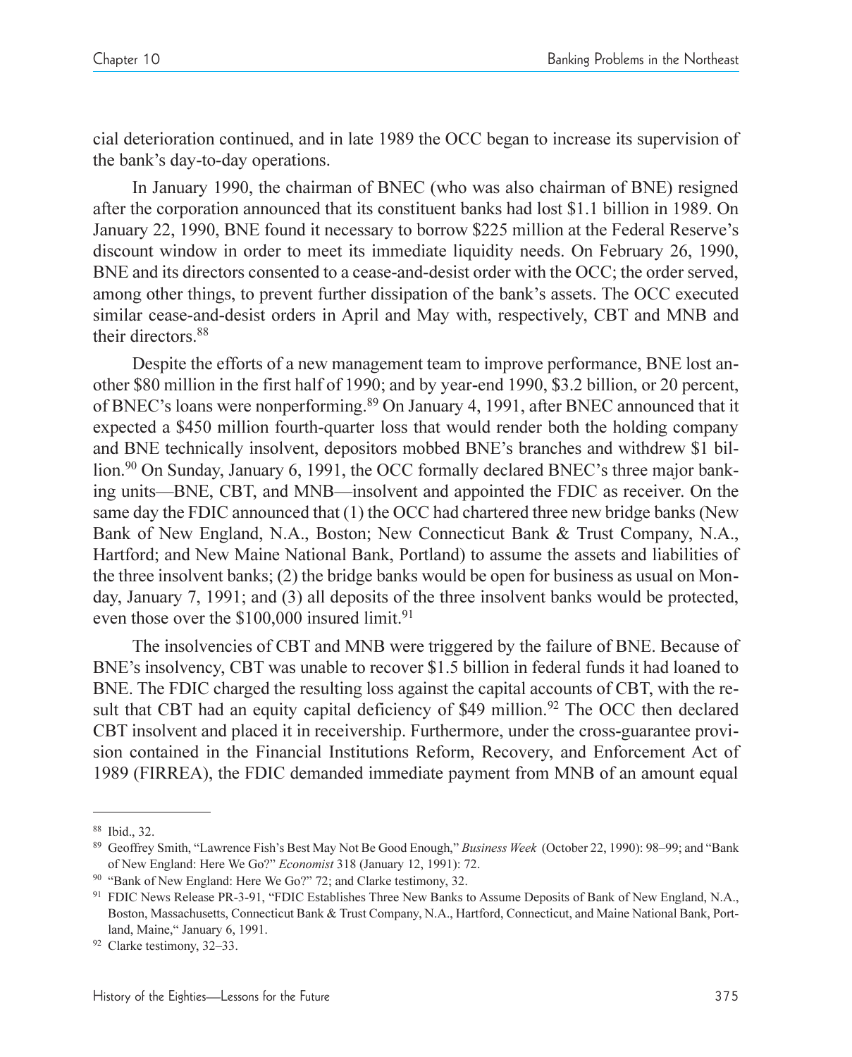cial deterioration continued, and in late 1989 the OCC began to increase its supervision of the bank's day-to-day operations.

In January 1990, the chairman of BNEC (who was also chairman of BNE) resigned after the corporation announced that its constituent banks had lost $1.1 billion in 1989. On January 22, 1990, BNE found it necessary to borrow $225 million at the Federal Reserve's discount window in order to meet its immediate liquidity needs. On February 26, 1990, BNE and its directors consented to a cease-and-desist order with the OCC; the order served, among other things, to prevent further dissipation of the bank's assets. The OCC executed similar cease-and-desist orders in April and May with, respectively, CBT and MNB and their directors.[88]

Despite the efforts of a new management team to improve performance, BNE lost another $80 million in the first half of 1990; and by year-end 1990, $3.2 billion, or 20 percent, of BNEC's loans were nonperforming.[89] On January 4, 1991, after BNEC announced that it expected a $450 million fourth-quarter loss that would render both the holding company and BNE technically insolvent, depositors mobbed BNE's branches and withdrew $1 billion.[90] On Sunday, January 6, 1991, the OCC formally declared BNEC's three major banking units—BNE, CBT, and MNB—insolvent and appointed the FDIC as receiver. On the same day the FDIC announced that (1) the OCC had chartered three new bridge banks (New Bank of New England, N.A., Boston; New Connecticut Bank & Trust Company, N.A., Hartford; and New Maine National Bank, Portland) to assume the assets and liabilities of the three insolvent banks; (2) the bridge banks would be open for business as usual on Monday, January 7, 1991; and (3) all deposits of the three insolvent banks would be protected, even those over the $100,000 insured limit.[91]

The insolvencies of CBT and MNB were triggered by the failure of BNE. Because of BNE's insolvency, CBT was unable to recover $1.5 billion in federal funds it had loaned to BNE. The FDIC charged the resulting loss against the capital accounts of CBT, with the result that CBT had an equity capital deficiency of $49 million.[92] The OCC then declared CBT insolvent and placed it in receivership. Furthermore, under the cross-guarantee provision contained in the Financial Institutions Reform, Recovery, and Enforcement Act of 1989 (FIRREA), the FDIC demanded immediate payment from MNB of an amount equal

---

[88] Ibid., 32.

[89] Geoffrey Smith, "Lawrence Fish's Best May Not Be Good Enough," *Business Week* (October 22, 1990): 98–99; and "Bank of New England: Here We Go?" *Economist* 318 (January 12, 1991): 72.

[90] "Bank of New England: Here We Go?" 72; and Clarke testimony, 32.

[91] FDIC News Release PR-3-91, "FDIC Establishes Three New Banks to Assume Deposits of Bank of New England, N.A., Boston, Massachusetts, Connecticut Bank & Trust Company, N.A., Hartford, Connecticut, and Maine National Bank, Portland, Maine," January 6, 1991.

[92] Clarke testimony, 32–33.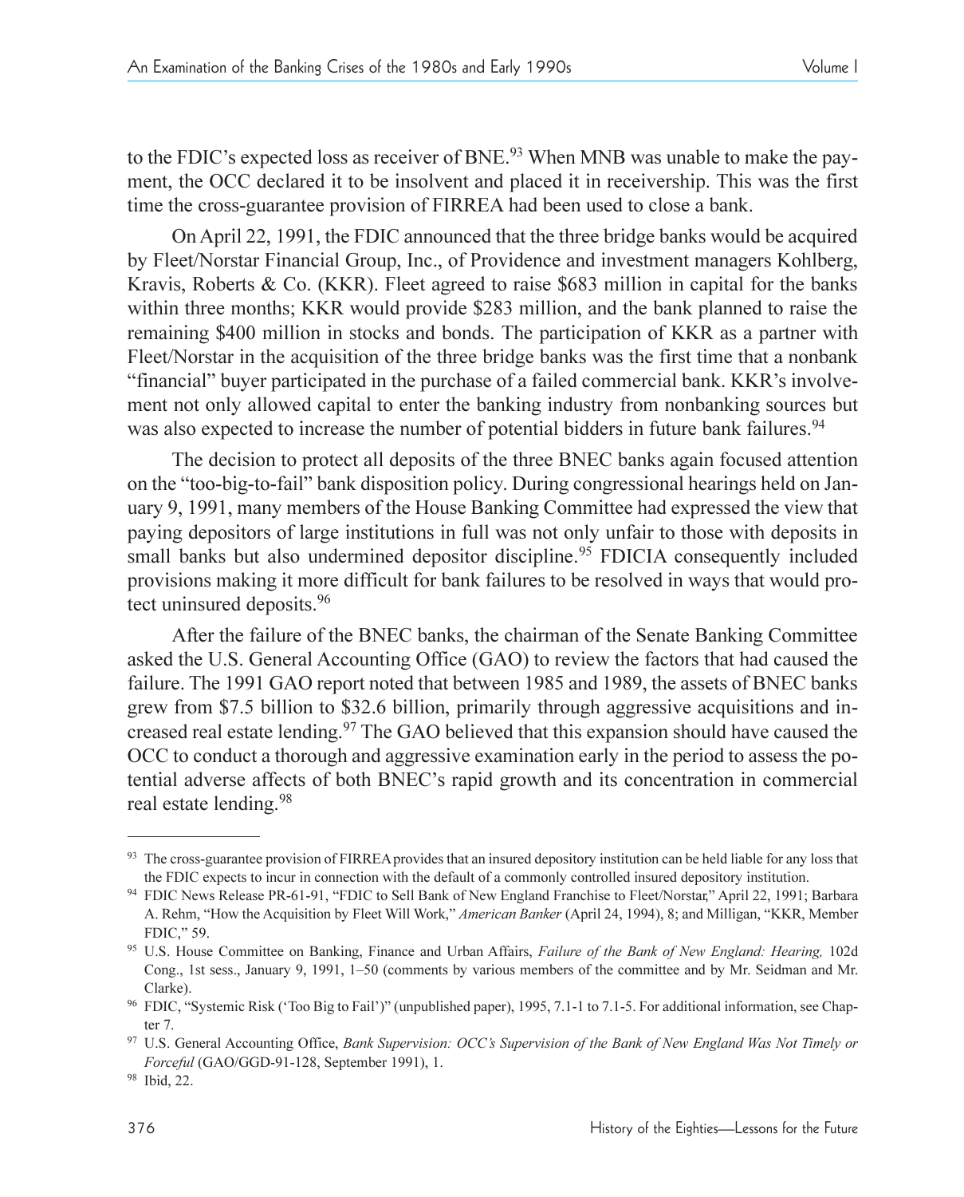to the FDIC's expected loss as receiver of BNE.[93] When MNB was unable to make the payment, the OCC declared it to be insolvent and placed it in receivership. This was the first time the cross-guarantee provision of FIRREA had been used to close a bank.

On April 22, 1991, the FDIC announced that the three bridge banks would be acquired by Fleet/Norstar Financial Group, Inc., of Providence and investment managers Kohlberg, Kravis, Roberts & Co. (KKR). Fleet agreed to raise $683 million in capital for the banks within three months; KKR would provide $283 million, and the bank planned to raise the remaining $400 million in stocks and bonds. The participation of KKR as a partner with Fleet/Norstar in the acquisition of the three bridge banks was the first time that a nonbank "financial" buyer participated in the purchase of a failed commercial bank. KKR's involvement not only allowed capital to enter the banking industry from nonbanking sources but was also expected to increase the number of potential bidders in future bank failures.[94]

The decision to protect all deposits of the three BNEC banks again focused attention on the "too-big-to-fail" bank disposition policy. During congressional hearings held on January 9, 1991, many members of the House Banking Committee had expressed the view that paying depositors of large institutions in full was not only unfair to those with deposits in small banks but also undermined depositor discipline.[95] FDICIA consequently included provisions making it more difficult for bank failures to be resolved in ways that would protect uninsured deposits.[96]

After the failure of the BNEC banks, the chairman of the Senate Banking Committee asked the U.S. General Accounting Office (GAO) to review the factors that had caused the failure. The 1991 GAO report noted that between 1985 and 1989, the assets of BNEC banks grew from $7.5 billion to $32.6 billion, primarily through aggressive acquisitions and increased real estate lending.[97] The GAO believed that this expansion should have caused the OCC to conduct a thorough and aggressive examination early in the period to assess the potential adverse affects of both BNEC's rapid growth and its concentration in commercial real estate lending.[98]

---

[93] The cross-guarantee provision of FIRREA provides that an insured depository institution can be held liable for any loss that the FDIC expects to incur in connection with the default of a commonly controlled insured depository institution.

[94] FDIC News Release PR-61-91, "FDIC to Sell Bank of New England Franchise to Fleet/Norstar," April 22, 1991; Barbara A. Rehm, "How the Acquisition by Fleet Will Work," *American Banker* (April 24, 1994), 8; and Milligan, "KKR, Member FDIC," 59.

[95] U.S. House Committee on Banking, Finance and Urban Affairs, *Failure of the Bank of New England: Hearing,* 102d Cong., 1st sess., January 9, 1991, 1–50 (comments by various members of the committee and by Mr. Seidman and Mr. Clarke).

[96] FDIC, "Systemic Risk ('Too Big to Fail')" (unpublished paper), 1995, 7.1-1 to 7.1-5. For additional information, see Chapter 7.

[97] U.S. General Accounting Office, *Bank Supervision: OCC's Supervision of the Bank of New England Was Not Timely or Forceful* (GAO/GGD-91-128, September 1991), 1.

[98] Ibid, 22.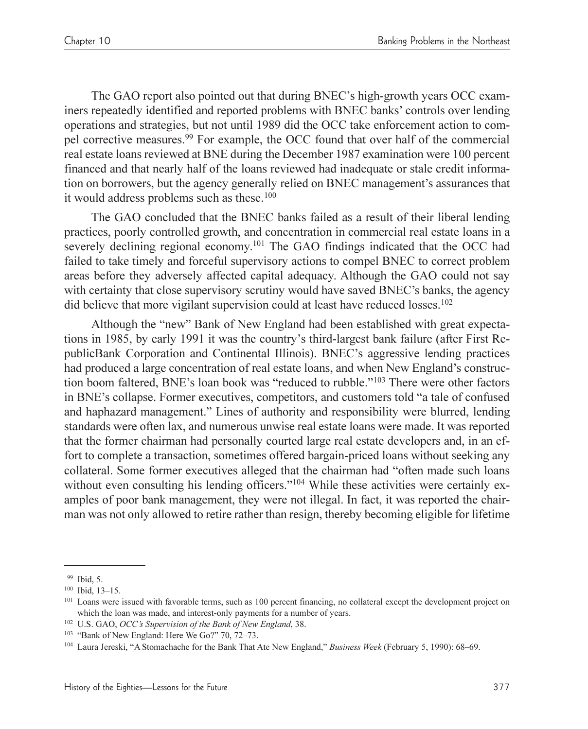The GAO report also pointed out that during BNEC's high-growth years OCC examiners repeatedly identified and reported problems with BNEC banks' controls over lending operations and strategies, but not until 1989 did the OCC take enforcement action to compel corrective measures.[99] For example, the OCC found that over half of the commercial real estate loans reviewed at BNE during the December 1987 examination were 100 percent financed and that nearly half of the loans reviewed had inadequate or stale credit information on borrowers, but the agency generally relied on BNEC management's assurances that it would address problems such as these.[100]

The GAO concluded that the BNEC banks failed as a result of their liberal lending practices, poorly controlled growth, and concentration in commercial real estate loans in a severely declining regional economy.[101] The GAO findings indicated that the OCC had failed to take timely and forceful supervisory actions to compel BNEC to correct problem areas before they adversely affected capital adequacy. Although the GAO could not say with certainty that close supervisory scrutiny would have saved BNEC's banks, the agency did believe that more vigilant supervision could at least have reduced losses.[102]

Although the "new" Bank of New England had been established with great expectations in 1985, by early 1991 it was the country's third-largest bank failure (after First RepublicBank Corporation and Continental Illinois). BNEC's aggressive lending practices had produced a large concentration of real estate loans, and when New England's construction boom faltered, BNE's loan book was "reduced to rubble."[103] There were other factors in BNE's collapse. Former executives, competitors, and customers told "a tale of confused and haphazard management." Lines of authority and responsibility were blurred, lending standards were often lax, and numerous unwise real estate loans were made. It was reported that the former chairman had personally courted large real estate developers and, in an effort to complete a transaction, sometimes offered bargain-priced loans without seeking any collateral. Some former executives alleged that the chairman had "often made such loans without even consulting his lending officers."[104] While these activities were certainly examples of poor bank management, they were not illegal. In fact, it was reported the chairman was not only allowed to retire rather than resign, thereby becoming eligible for lifetime

---

[99] Ibid, 5.

[100] Ibid, 13–15.

[101] Loans were issued with favorable terms, such as 100 percent financing, no collateral except the development project on which the loan was made, and interest-only payments for a number of years.

[102] U.S. GAO, *OCC's Supervision of the Bank of New England*, 38.

[103] "Bank of New England: Here We Go?" 70, 72–73.

[104] Laura Jereski, "A Stomachache for the Bank That Ate New England," *Business Week* (February 5, 1990): 68–69.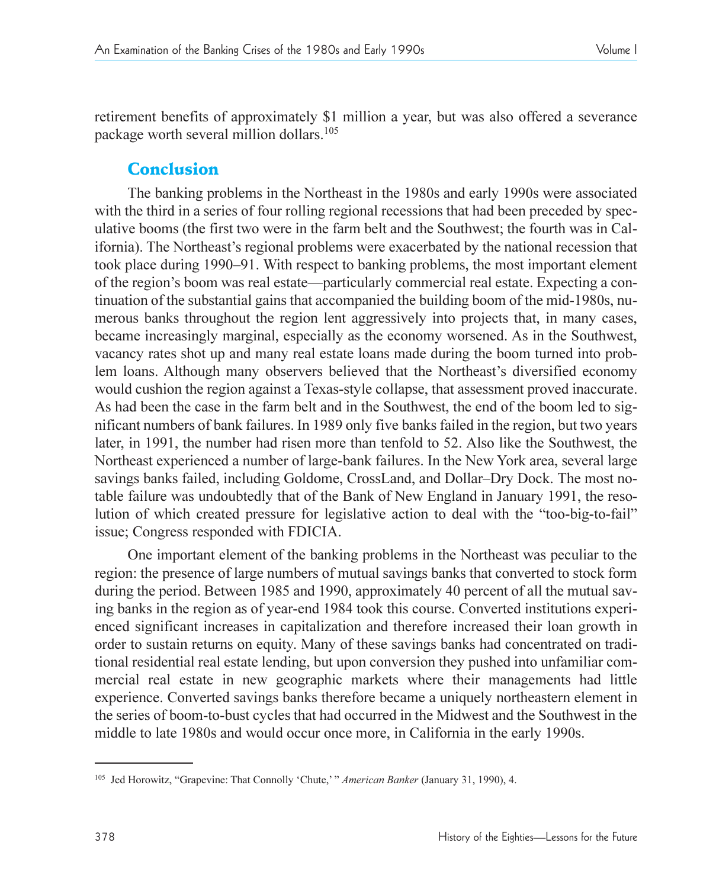retirement benefits of approximately $1 million a year, but was also offered a severance package worth several million dollars.[105]

## Conclusion

The banking problems in the Northeast in the 1980s and early 1990s were associated with the third in a series of four rolling regional recessions that had been preceded by speculative booms (the first two were in the farm belt and the Southwest; the fourth was in California). The Northeast's regional problems were exacerbated by the national recession that took place during 1990–91. With respect to banking problems, the most important element of the region's boom was real estate—particularly commercial real estate. Expecting a continuation of the substantial gains that accompanied the building boom of the mid-1980s, numerous banks throughout the region lent aggressively into projects that, in many cases, became increasingly marginal, especially as the economy worsened. As in the Southwest, vacancy rates shot up and many real estate loans made during the boom turned into problem loans. Although many observers believed that the Northeast's diversified economy would cushion the region against a Texas-style collapse, that assessment proved inaccurate. As had been the case in the farm belt and in the Southwest, the end of the boom led to significant numbers of bank failures. In 1989 only five banks failed in the region, but two years later, in 1991, the number had risen more than tenfold to 52. Also like the Southwest, the Northeast experienced a number of large-bank failures. In the New York area, several large savings banks failed, including Goldome, CrossLand, and Dollar–Dry Dock. The most notable failure was undoubtedly that of the Bank of New England in January 1991, the resolution of which created pressure for legislative action to deal with the "too-big-to-fail" issue; Congress responded with FDICIA.

One important element of the banking problems in the Northeast was peculiar to the region: the presence of large numbers of mutual savings banks that converted to stock form during the period. Between 1985 and 1990, approximately 40 percent of all the mutual saving banks in the region as of year-end 1984 took this course. Converted institutions experienced significant increases in capitalization and therefore increased their loan growth in order to sustain returns on equity. Many of these savings banks had concentrated on traditional residential real estate lending, but upon conversion they pushed into unfamiliar commercial real estate in new geographic markets where their managements had little experience. Converted savings banks therefore became a uniquely northeastern element in the series of boom-to-bust cycles that had occurred in the Midwest and the Southwest in the middle to late 1980s and would occur once more, in California in the early 1990s.

---

[105] Jed Horowitz, "Grapevine: That Connolly 'Chute,' " *American Banker* (January 31, 1990), 4.